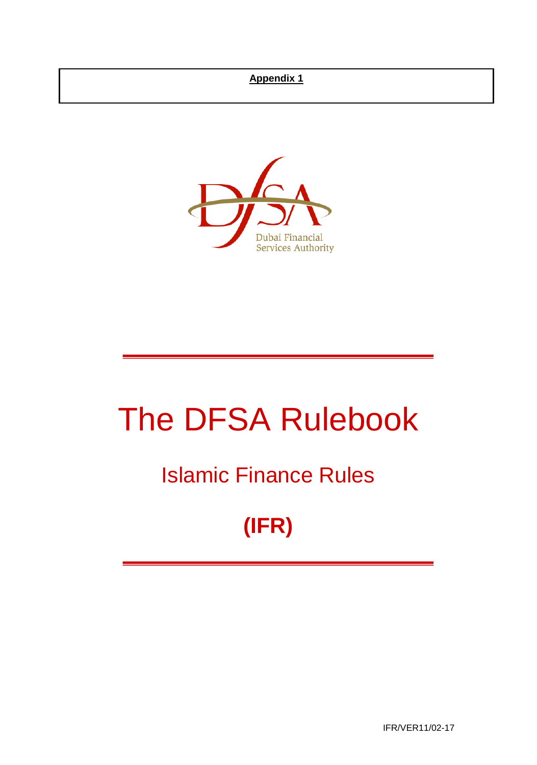**Appendix 1**

Dubai Financial Services Authority

# The DFSA Rulebook

## Islamic Finance Rules

## (IFR)

IFR/VER11/02-17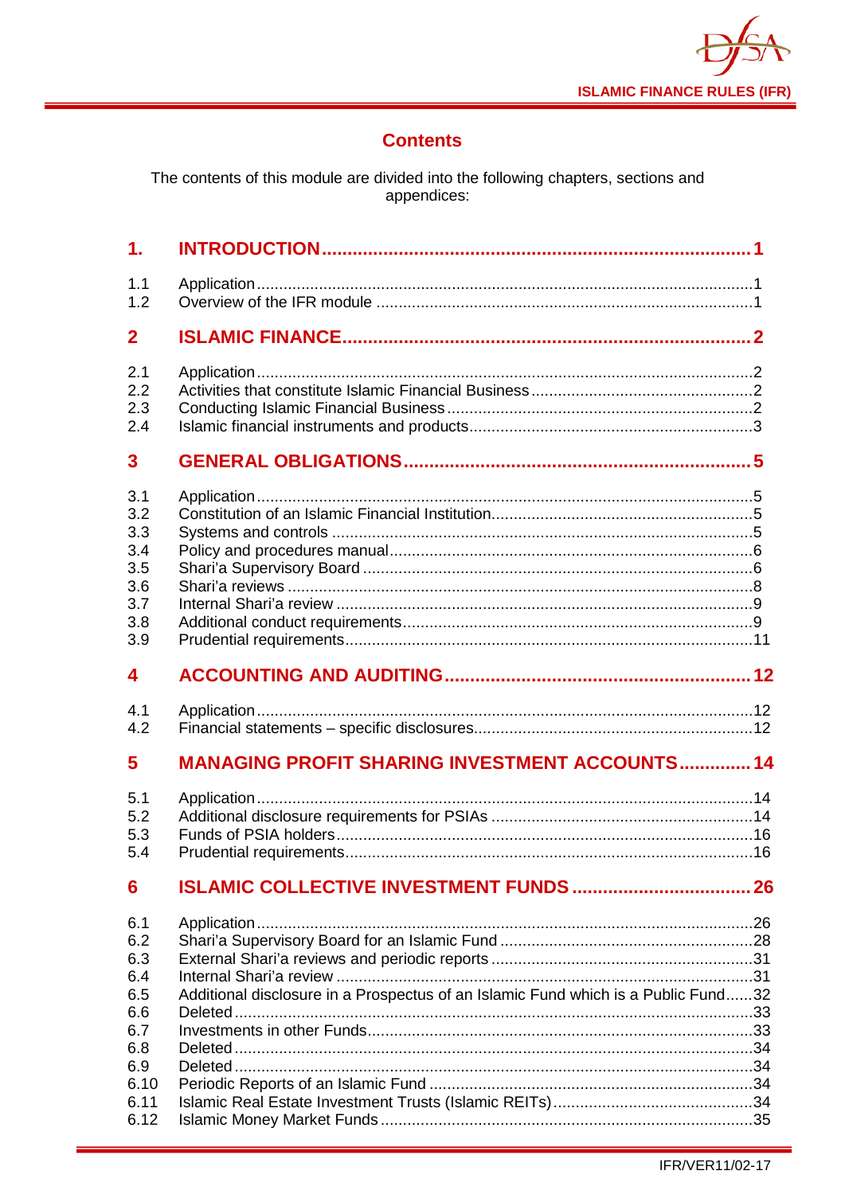# Contents

The contents of this module are divided into the following chapters, sections and appendices:

| | | |
|---|---|---|
| **1.** | **INTRODUCTION** | **1** |
| 1.1 | Application | 1 |
| 1.2 | Overview of the IFR module | 1 |
| **2** | **ISLAMIC FINANCE** | **2** |
| 2.1 | Application | 2 |
| 2.2 | Activities that constitute Islamic Financial Business | 2 |
| 2.3 | Conducting Islamic Financial Business | 2 |
| 2.4 | Islamic financial instruments and products | 3 |
| **3** | **GENERAL OBLIGATIONS** | **5** |
| 3.1 | Application | 5 |
| 3.2 | Constitution of an Islamic Financial Institution | 5 |
| 3.3 | Systems and controls | 5 |
| 3.4 | Policy and procedures manual | 6 |
| 3.5 | Shari'a Supervisory Board | 6 |
| 3.6 | Shari'a reviews | 8 |
| 3.7 | Internal Shari'a review | 9 |
| 3.8 | Additional conduct requirements | 9 |
| 3.9 | Prudential requirements | 11 |
| **4** | **ACCOUNTING AND AUDITING** | **12** |
| 4.1 | Application | 12 |
| 4.2 | Financial statements – specific disclosures | 12 |
| **5** | **MANAGING PROFIT SHARING INVESTMENT ACCOUNTS** | **14** |
| 5.1 | Application | 14 |
| 5.2 | Additional disclosure requirements for PSIAs | 14 |
| 5.3 | Funds of PSIA holders | 16 |
| 5.4 | Prudential requirements | 16 |
| **6** | **ISLAMIC COLLECTIVE INVESTMENT FUNDS** | **26** |
| 6.1 | Application | 26 |
| 6.2 | Shari'a Supervisory Board for an Islamic Fund | 28 |
| 6.3 | External Shari'a reviews and periodic reports | 31 |
| 6.4 | Internal Shari'a review | 31 |
| 6.5 | Additional disclosure in a Prospectus of an Islamic Fund which is a Public Fund | 32 |
| 6.6 | Deleted | 33 |
| 6.7 | Investments in other Funds | 33 |
| 6.8 | Deleted | 34 |
| 6.9 | Deleted | 34 |
| 6.10 | Periodic Reports of an Islamic Fund | 34 |
| 6.11 | Islamic Real Estate Investment Trusts (Islamic REITs) | 34 |
| 6.12 | Islamic Money Market Funds | 35 |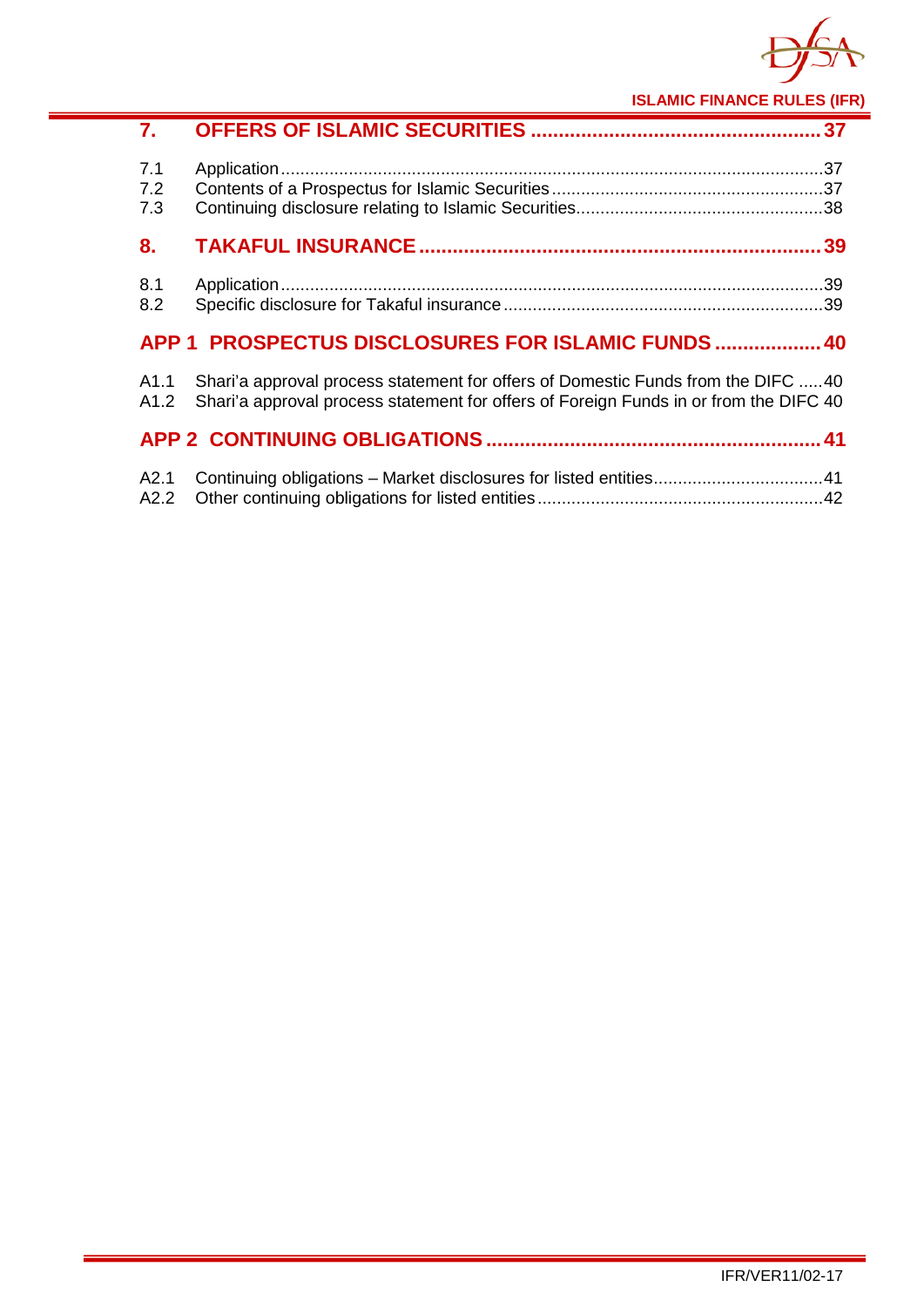**7. OFFERS OF ISLAMIC SECURITIES ....................................................37**

7.1 Application ...................................................................................................37
7.2 Contents of a Prospectus for Islamic Securities ........................................................37
7.3 Continuing disclosure relating to Islamic Securities...................................................38

**8. TAKAFUL INSURANCE .......................................................................39**

8.1 Application ...................................................................................................39
8.2 Specific disclosure for Takaful insurance ..................................................................39

**APP 1 PROSPECTUS DISCLOSURES FOR ISLAMIC FUNDS ...................40**

A1.1 Shari'a approval process statement for offers of Domestic Funds from the DIFC .....40
A1.2 Shari'a approval process statement for offers of Foreign Funds in or from the DIFC 40

**APP 2 CONTINUING OBLIGATIONS ...........................................................41**

A2.1 Continuing obligations – Market disclosures for listed entities...................................41
A2.2 Other continuing obligations for listed entities ...........................................................42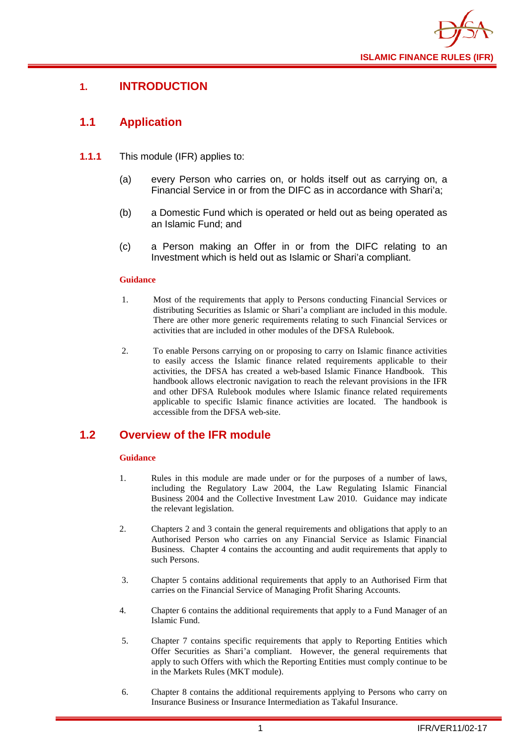# 1. INTRODUCTION

## 1.1 Application

**1.1.1** This module (IFR) applies to:

(a) every Person who carries on, or holds itself out as carrying on, a Financial Service in or from the DIFC as in accordance with Shari'a;

(b) a Domestic Fund which is operated or held out as being operated as an Islamic Fund; and

(c) a Person making an Offer in or from the DIFC relating to an Investment which is held out as Islamic or Shari'a compliant.

**Guidance**

1. Most of the requirements that apply to Persons conducting Financial Services or distributing Securities as Islamic or Shari'a compliant are included in this module. There are other more generic requirements relating to such Financial Services or activities that are included in other modules of the DFSA Rulebook.

2. To enable Persons carrying on or proposing to carry on Islamic finance activities to easily access the Islamic finance related requirements applicable to their activities, the DFSA has created a web-based Islamic Finance Handbook. This handbook allows electronic navigation to reach the relevant provisions in the IFR and other DFSA Rulebook modules where Islamic finance related requirements applicable to specific Islamic finance activities are located. The handbook is accessible from the DFSA web-site.

## 1.2 Overview of the IFR module

**Guidance**

1. Rules in this module are made under or for the purposes of a number of laws, including the Regulatory Law 2004, the Law Regulating Islamic Financial Business 2004 and the Collective Investment Law 2010. Guidance may indicate the relevant legislation.

2. Chapters 2 and 3 contain the general requirements and obligations that apply to an Authorised Person who carries on any Financial Service as Islamic Financial Business. Chapter 4 contains the accounting and audit requirements that apply to such Persons.

3. Chapter 5 contains additional requirements that apply to an Authorised Firm that carries on the Financial Service of Managing Profit Sharing Accounts.

4. Chapter 6 contains the additional requirements that apply to a Fund Manager of an Islamic Fund.

5. Chapter 7 contains specific requirements that apply to Reporting Entities which Offer Securities as Shari'a compliant. However, the general requirements that apply to such Offers with which the Reporting Entities must comply continue to be in the Markets Rules (MKT module).

6. Chapter 8 contains the additional requirements applying to Persons who carry on Insurance Business or Insurance Intermediation as Takaful Insurance.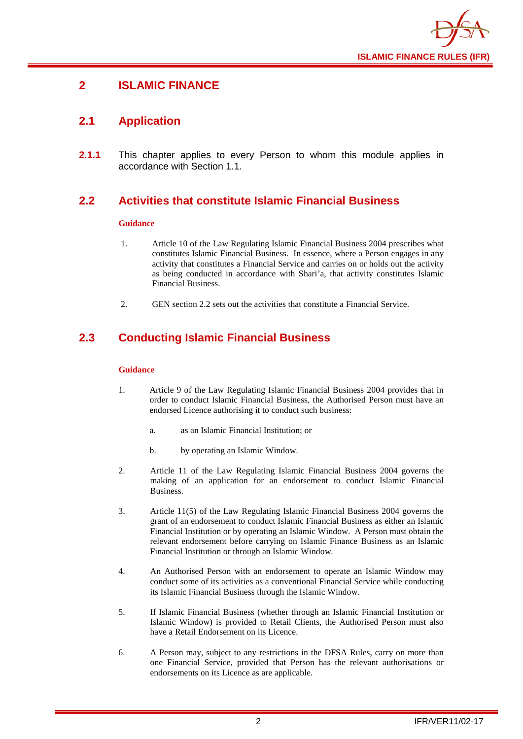# 2 ISLAMIC FINANCE

## 2.1 Application

**2.1.1** This chapter applies to every Person to whom this module applies in accordance with Section 1.1.

## 2.2 Activities that constitute Islamic Financial Business

**Guidance**

1. Article 10 of the Law Regulating Islamic Financial Business 2004 prescribes what constitutes Islamic Financial Business. In essence, where a Person engages in any activity that constitutes a Financial Service and carries on or holds out the activity as being conducted in accordance with Shari'a, that activity constitutes Islamic Financial Business.

2. GEN section 2.2 sets out the activities that constitute a Financial Service.

## 2.3 Conducting Islamic Financial Business

**Guidance**

1. Article 9 of the Law Regulating Islamic Financial Business 2004 provides that in order to conduct Islamic Financial Business, the Authorised Person must have an endorsed Licence authorising it to conduct such business:

   a. as an Islamic Financial Institution; or

   b. by operating an Islamic Window.

2. Article 11 of the Law Regulating Islamic Financial Business 2004 governs the making of an application for an endorsement to conduct Islamic Financial Business.

3. Article 11(5) of the Law Regulating Islamic Financial Business 2004 governs the grant of an endorsement to conduct Islamic Financial Business as either an Islamic Financial Institution or by operating an Islamic Window. A Person must obtain the relevant endorsement before carrying on Islamic Finance Business as an Islamic Financial Institution or through an Islamic Window.

4. An Authorised Person with an endorsement to operate an Islamic Window may conduct some of its activities as a conventional Financial Service while conducting its Islamic Financial Business through the Islamic Window.

5. If Islamic Financial Business (whether through an Islamic Financial Institution or Islamic Window) is provided to Retail Clients, the Authorised Person must also have a Retail Endorsement on its Licence.

6. A Person may, subject to any restrictions in the DFSA Rules, carry on more than one Financial Service, provided that Person has the relevant authorisations or endorsements on its Licence as are applicable.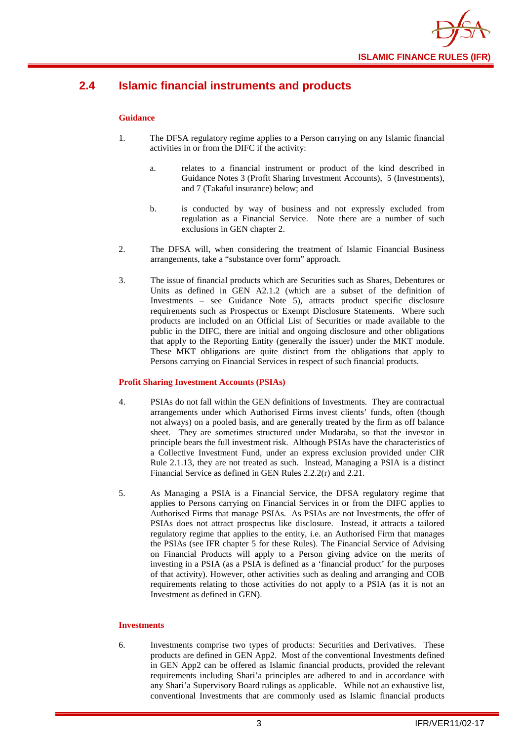## 2.4 Islamic financial instruments and products

### Guidance

1. The DFSA regulatory regime applies to a Person carrying on any Islamic financial activities in or from the DIFC if the activity:

   a. relates to a financial instrument or product of the kind described in Guidance Notes 3 (Profit Sharing Investment Accounts), 5 (Investments), and 7 (Takaful insurance) below; and

   b. is conducted by way of business and not expressly excluded from regulation as a Financial Service. Note there are a number of such exclusions in GEN chapter 2.

2. The DFSA will, when considering the treatment of Islamic Financial Business arrangements, take a "substance over form" approach.

3. The issue of financial products which are Securities such as Shares, Debentures or Units as defined in GEN A2.1.2 (which are a subset of the definition of Investments – see Guidance Note 5), attracts product specific disclosure requirements such as Prospectus or Exempt Disclosure Statements. Where such products are included on an Official List of Securities or made available to the public in the DIFC, there are initial and ongoing disclosure and other obligations that apply to the Reporting Entity (generally the issuer) under the MKT module. These MKT obligations are quite distinct from the obligations that apply to Persons carrying on Financial Services in respect of such financial products.

### Profit Sharing Investment Accounts (PSIAs)

4. PSIAs do not fall within the GEN definitions of Investments. They are contractual arrangements under which Authorised Firms invest clients' funds, often (though not always) on a pooled basis, and are generally treated by the firm as off balance sheet. They are sometimes structured under Mudaraba, so that the investor in principle bears the full investment risk. Although PSIAs have the characteristics of a Collective Investment Fund, under an express exclusion provided under CIR Rule 2.1.13, they are not treated as such. Instead, Managing a PSIA is a distinct Financial Service as defined in GEN Rules 2.2.2(r) and 2.21.

5. As Managing a PSIA is a Financial Service, the DFSA regulatory regime that applies to Persons carrying on Financial Services in or from the DIFC applies to Authorised Firms that manage PSIAs. As PSIAs are not Investments, the offer of PSIAs does not attract prospectus like disclosure. Instead, it attracts a tailored regulatory regime that applies to the entity, i.e. an Authorised Firm that manages the PSIAs (see IFR chapter 5 for these Rules). The Financial Service of Advising on Financial Products will apply to a Person giving advice on the merits of investing in a PSIA (as a PSIA is defined as a 'financial product' for the purposes of that activity). However, other activities such as dealing and arranging and COB requirements relating to those activities do not apply to a PSIA (as it is not an Investment as defined in GEN).

### Investments

6. Investments comprise two types of products: Securities and Derivatives. These products are defined in GEN App2. Most of the conventional Investments defined in GEN App2 can be offered as Islamic financial products, provided the relevant requirements including Shari'a principles are adhered to and in accordance with any Shari'a Supervisory Board rulings as applicable. While not an exhaustive list, conventional Investments that are commonly used as Islamic financial products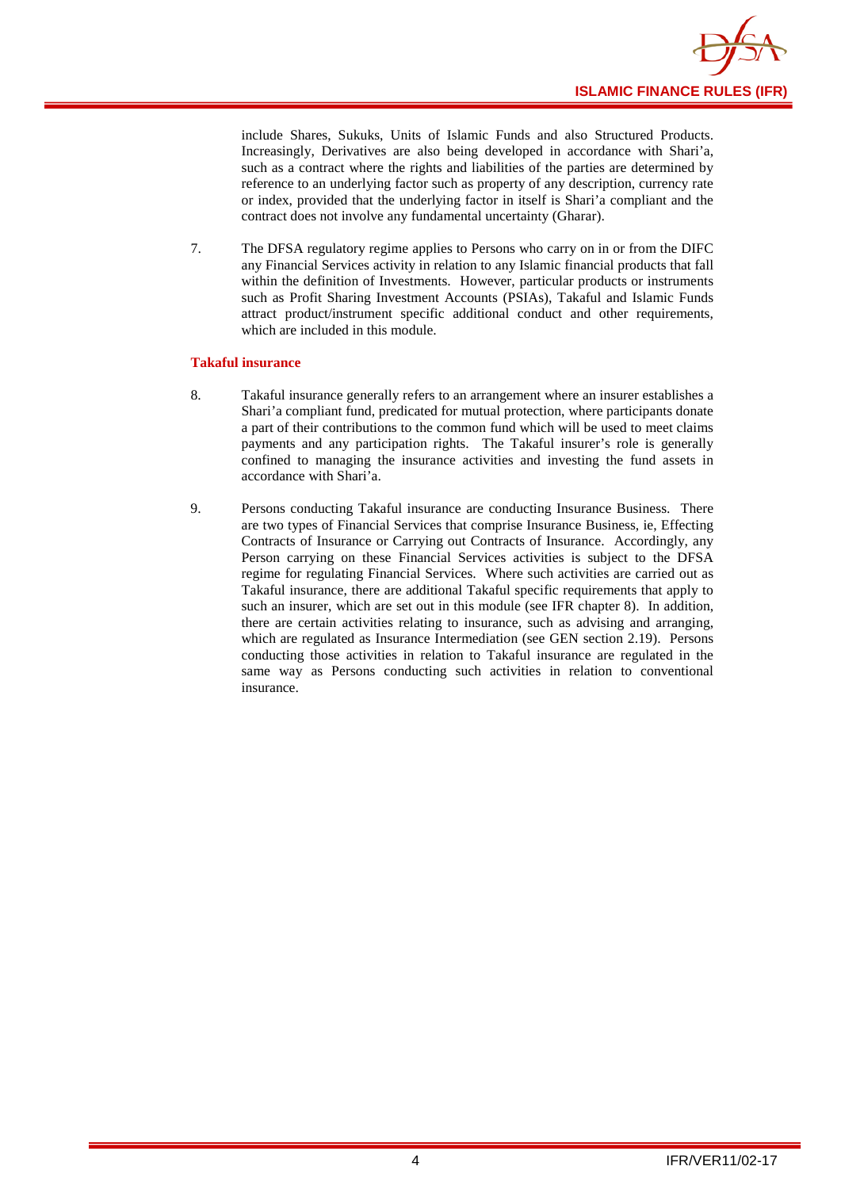include Shares, Sukuks, Units of Islamic Funds and also Structured Products. Increasingly, Derivatives are also being developed in accordance with Shari'a, such as a contract where the rights and liabilities of the parties are determined by reference to an underlying factor such as property of any description, currency rate or index, provided that the underlying factor in itself is Shari'a compliant and the contract does not involve any fundamental uncertainty (Gharar).

7. The DFSA regulatory regime applies to Persons who carry on in or from the DIFC any Financial Services activity in relation to any Islamic financial products that fall within the definition of Investments. However, particular products or instruments such as Profit Sharing Investment Accounts (PSIAs), Takaful and Islamic Funds attract product/instrument specific additional conduct and other requirements, which are included in this module.

**Takaful insurance**

8. Takaful insurance generally refers to an arrangement where an insurer establishes a Shari'a compliant fund, predicated for mutual protection, where participants donate a part of their contributions to the common fund which will be used to meet claims payments and any participation rights. The Takaful insurer's role is generally confined to managing the insurance activities and investing the fund assets in accordance with Shari'a.

9. Persons conducting Takaful insurance are conducting Insurance Business. There are two types of Financial Services that comprise Insurance Business, ie, Effecting Contracts of Insurance or Carrying out Contracts of Insurance. Accordingly, any Person carrying on these Financial Services activities is subject to the DFSA regime for regulating Financial Services. Where such activities are carried out as Takaful insurance, there are additional Takaful specific requirements that apply to such an insurer, which are set out in this module (see IFR chapter 8). In addition, there are certain activities relating to insurance, such as advising and arranging, which are regulated as Insurance Intermediation (see GEN section 2.19). Persons conducting those activities in relation to Takaful insurance are regulated in the same way as Persons conducting such activities in relation to conventional insurance.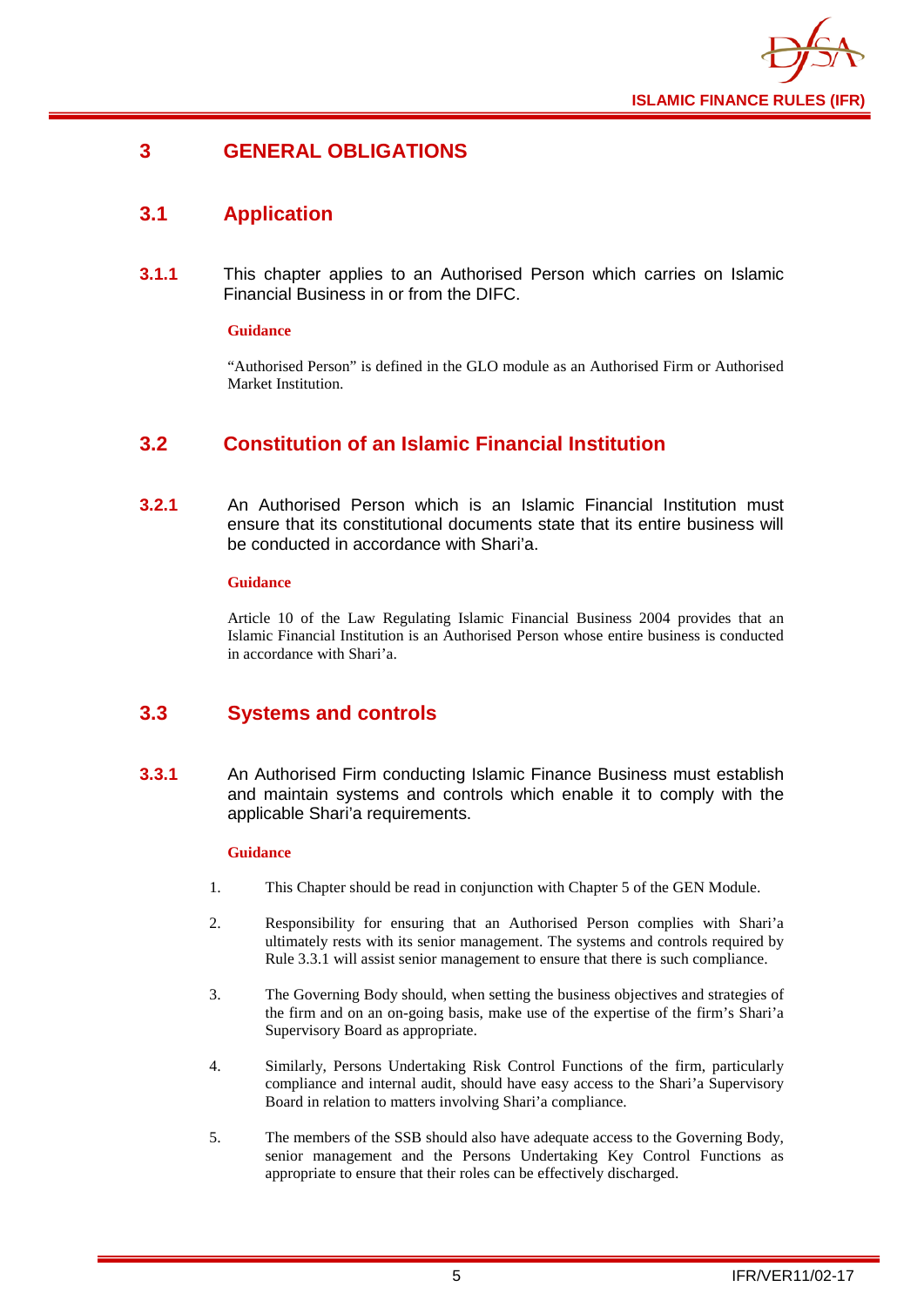# 3 GENERAL OBLIGATIONS

## 3.1 Application

**3.1.1** This chapter applies to an Authorised Person which carries on Islamic Financial Business in or from the DIFC.

**Guidance**

"Authorised Person" is defined in the GLO module as an Authorised Firm or Authorised Market Institution.

## 3.2 Constitution of an Islamic Financial Institution

**3.2.1** An Authorised Person which is an Islamic Financial Institution must ensure that its constitutional documents state that its entire business will be conducted in accordance with Shari'a.

**Guidance**

Article 10 of the Law Regulating Islamic Financial Business 2004 provides that an Islamic Financial Institution is an Authorised Person whose entire business is conducted in accordance with Shari'a.

## 3.3 Systems and controls

**3.3.1** An Authorised Firm conducting Islamic Finance Business must establish and maintain systems and controls which enable it to comply with the applicable Shari'a requirements.

**Guidance**

1. This Chapter should be read in conjunction with Chapter 5 of the GEN Module.
2. Responsibility for ensuring that an Authorised Person complies with Shari'a ultimately rests with its senior management. The systems and controls required by Rule 3.3.1 will assist senior management to ensure that there is such compliance.
3. The Governing Body should, when setting the business objectives and strategies of the firm and on an on-going basis, make use of the expertise of the firm's Shari'a Supervisory Board as appropriate.
4. Similarly, Persons Undertaking Risk Control Functions of the firm, particularly compliance and internal audit, should have easy access to the Shari'a Supervisory Board in relation to matters involving Shari'a compliance.
5. The members of the SSB should also have adequate access to the Governing Body, senior management and the Persons Undertaking Key Control Functions as appropriate to ensure that their roles can be effectively discharged.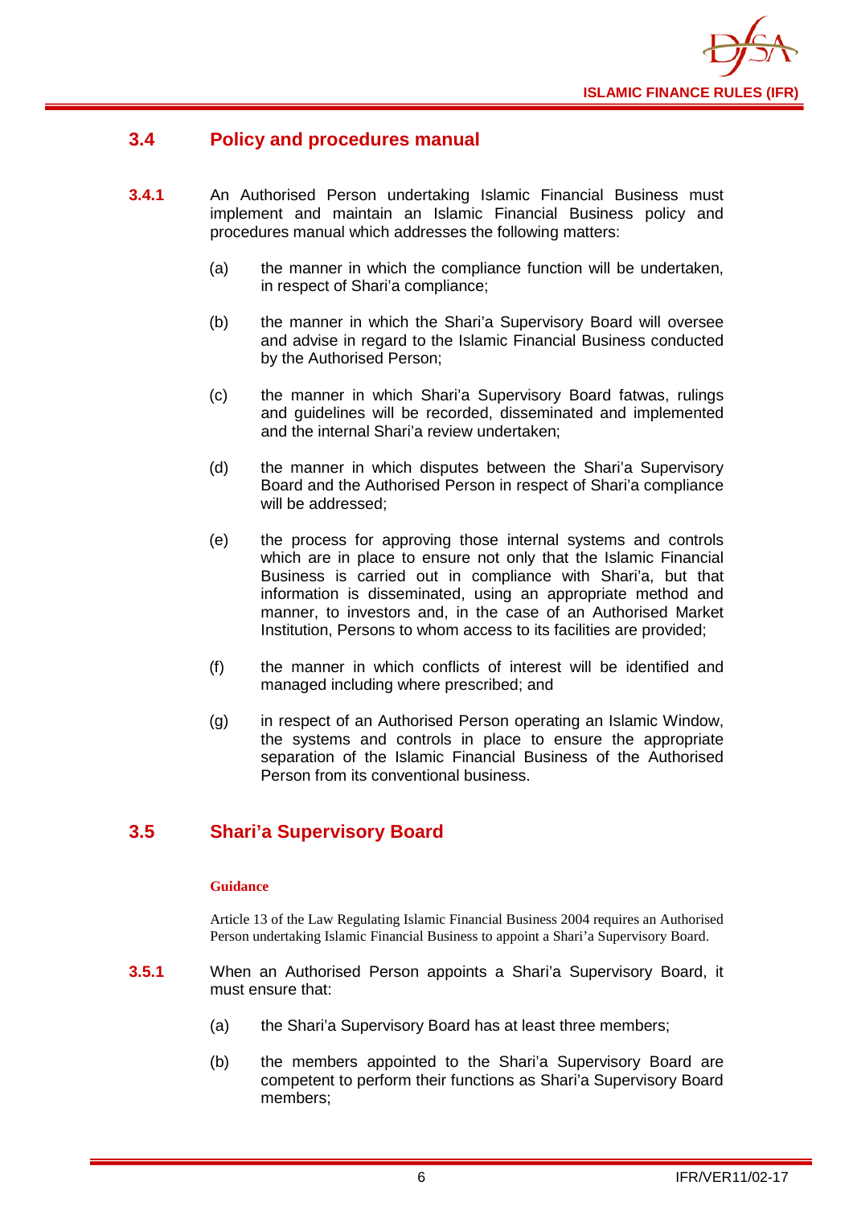## 3.4 Policy and procedures manual

**3.4.1** An Authorised Person undertaking Islamic Financial Business must implement and maintain an Islamic Financial Business policy and procedures manual which addresses the following matters:

(a) the manner in which the compliance function will be undertaken, in respect of Shari'a compliance;

(b) the manner in which the Shari'a Supervisory Board will oversee and advise in regard to the Islamic Financial Business conducted by the Authorised Person;

(c) the manner in which Shari'a Supervisory Board fatwas, rulings and guidelines will be recorded, disseminated and implemented and the internal Shari'a review undertaken;

(d) the manner in which disputes between the Shari'a Supervisory Board and the Authorised Person in respect of Shari'a compliance will be addressed;

(e) the process for approving those internal systems and controls which are in place to ensure not only that the Islamic Financial Business is carried out in compliance with Shari'a, but that information is disseminated, using an appropriate method and manner, to investors and, in the case of an Authorised Market Institution, Persons to whom access to its facilities are provided;

(f) the manner in which conflicts of interest will be identified and managed including where prescribed; and

(g) in respect of an Authorised Person operating an Islamic Window, the systems and controls in place to ensure the appropriate separation of the Islamic Financial Business of the Authorised Person from its conventional business.

## 3.5 Shari'a Supervisory Board

**Guidance**

Article 13 of the Law Regulating Islamic Financial Business 2004 requires an Authorised Person undertaking Islamic Financial Business to appoint a Shari'a Supervisory Board.

**3.5.1** When an Authorised Person appoints a Shari'a Supervisory Board, it must ensure that:

(a) the Shari'a Supervisory Board has at least three members;

(b) the members appointed to the Shari'a Supervisory Board are competent to perform their functions as Shari'a Supervisory Board members;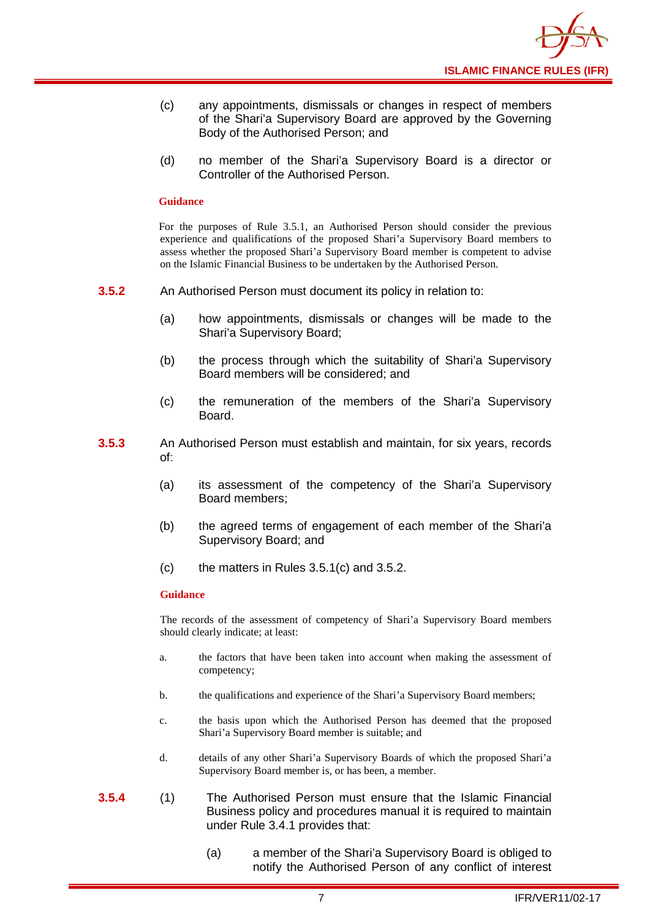(c) any appointments, dismissals or changes in respect of members of the Shari'a Supervisory Board are approved by the Governing Body of the Authorised Person; and

(d) no member of the Shari'a Supervisory Board is a director or Controller of the Authorised Person.

**Guidance**

For the purposes of Rule 3.5.1, an Authorised Person should consider the previous experience and qualifications of the proposed Shari'a Supervisory Board members to assess whether the proposed Shari'a Supervisory Board member is competent to advise on the Islamic Financial Business to be undertaken by the Authorised Person.

**3.5.2** An Authorised Person must document its policy in relation to:

(a) how appointments, dismissals or changes will be made to the Shari'a Supervisory Board;

(b) the process through which the suitability of Shari'a Supervisory Board members will be considered; and

(c) the remuneration of the members of the Shari'a Supervisory Board.

**3.5.3** An Authorised Person must establish and maintain, for six years, records of:

(a) its assessment of the competency of the Shari'a Supervisory Board members;

(b) the agreed terms of engagement of each member of the Shari'a Supervisory Board; and

(c) the matters in Rules 3.5.1(c) and 3.5.2.

**Guidance**

The records of the assessment of competency of Shari'a Supervisory Board members should clearly indicate; at least:

a. the factors that have been taken into account when making the assessment of competency;

b. the qualifications and experience of the Shari'a Supervisory Board members;

c. the basis upon which the Authorised Person has deemed that the proposed Shari'a Supervisory Board member is suitable; and

d. details of any other Shari'a Supervisory Boards of which the proposed Shari'a Supervisory Board member is, or has been, a member.

**3.5.4** (1) The Authorised Person must ensure that the Islamic Financial Business policy and procedures manual it is required to maintain under Rule 3.4.1 provides that:

(a) a member of the Shari'a Supervisory Board is obliged to notify the Authorised Person of any conflict of interest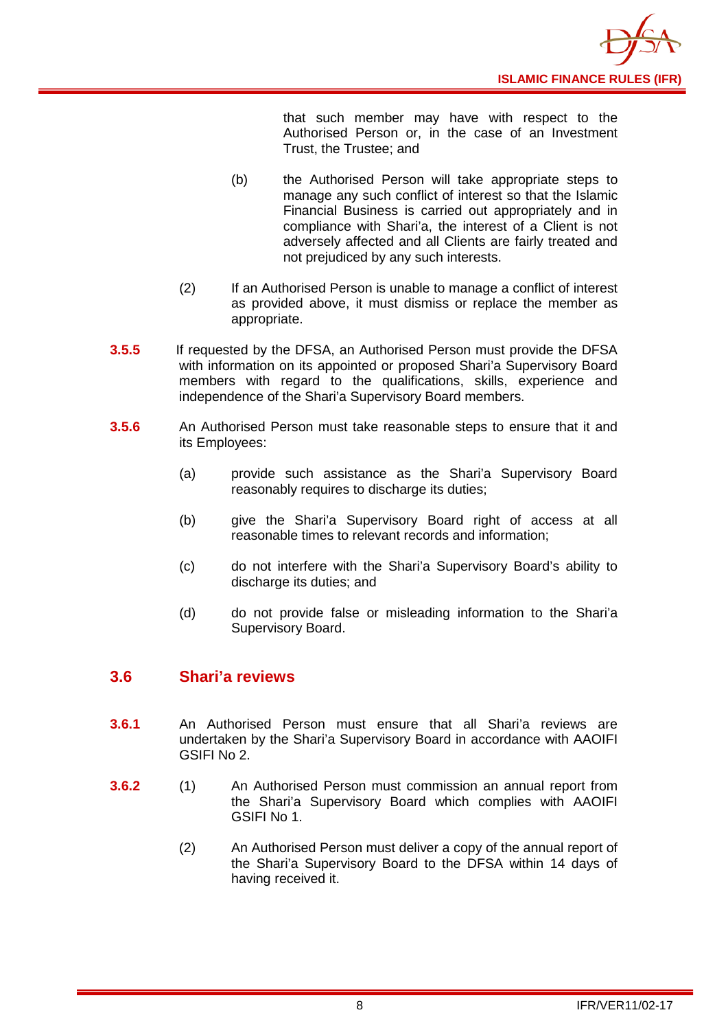that such member may have with respect to the Authorised Person or, in the case of an Investment Trust, the Trustee; and

(b) the Authorised Person will take appropriate steps to manage any such conflict of interest so that the Islamic Financial Business is carried out appropriately and in compliance with Shari'a, the interest of a Client is not adversely affected and all Clients are fairly treated and not prejudiced by any such interests.

(2) If an Authorised Person is unable to manage a conflict of interest as provided above, it must dismiss or replace the member as appropriate.

**3.5.5** If requested by the DFSA, an Authorised Person must provide the DFSA with information on its appointed or proposed Shari'a Supervisory Board members with regard to the qualifications, skills, experience and independence of the Shari'a Supervisory Board members.

**3.5.6** An Authorised Person must take reasonable steps to ensure that it and its Employees:

(a) provide such assistance as the Shari'a Supervisory Board reasonably requires to discharge its duties;

(b) give the Shari'a Supervisory Board right of access at all reasonable times to relevant records and information;

(c) do not interfere with the Shari'a Supervisory Board's ability to discharge its duties; and

(d) do not provide false or misleading information to the Shari'a Supervisory Board.

## 3.6 Shari'a reviews

**3.6.1** An Authorised Person must ensure that all Shari'a reviews are undertaken by the Shari'a Supervisory Board in accordance with AAOIFI GSIFI No 2.

**3.6.2** (1) An Authorised Person must commission an annual report from the Shari'a Supervisory Board which complies with AAOIFI GSIFI No 1.

(2) An Authorised Person must deliver a copy of the annual report of the Shari'a Supervisory Board to the DFSA within 14 days of having received it.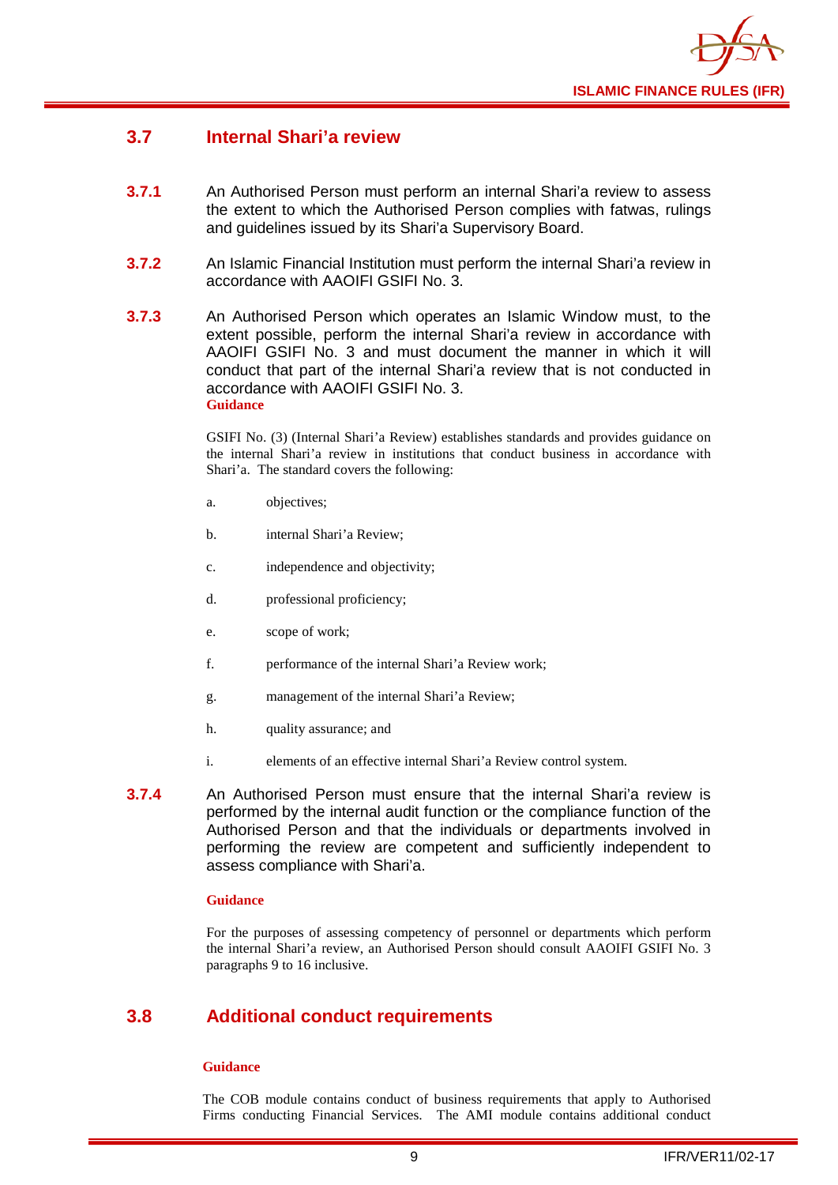## 3.7 Internal Shari'a review

**3.7.1** An Authorised Person must perform an internal Shari'a review to assess the extent to which the Authorised Person complies with fatwas, rulings and guidelines issued by its Shari'a Supervisory Board.

**3.7.2** An Islamic Financial Institution must perform the internal Shari'a review in accordance with AAOIFI GSIFI No. 3.

**3.7.3** An Authorised Person which operates an Islamic Window must, to the extent possible, perform the internal Shari'a review in accordance with AAOIFI GSIFI No. 3 and must document the manner in which it will conduct that part of the internal Shari'a review that is not conducted in accordance with AAOIFI GSIFI No. 3.

**Guidance**

GSIFI No. (3) (Internal Shari'a Review) establishes standards and provides guidance on the internal Shari'a review in institutions that conduct business in accordance with Shari'a. The standard covers the following:

a. objectives;

b. internal Shari'a Review;

c. independence and objectivity;

d. professional proficiency;

e. scope of work;

f. performance of the internal Shari'a Review work;

g. management of the internal Shari'a Review;

h. quality assurance; and

i. elements of an effective internal Shari'a Review control system.

**3.7.4** An Authorised Person must ensure that the internal Shari'a review is performed by the internal audit function or the compliance function of the Authorised Person and that the individuals or departments involved in performing the review are competent and sufficiently independent to assess compliance with Shari'a.

**Guidance**

For the purposes of assessing competency of personnel or departments which perform the internal Shari'a review, an Authorised Person should consult AAOIFI GSIFI No. 3 paragraphs 9 to 16 inclusive.

## 3.8 Additional conduct requirements

**Guidance**

The COB module contains conduct of business requirements that apply to Authorised Firms conducting Financial Services. The AMI module contains additional conduct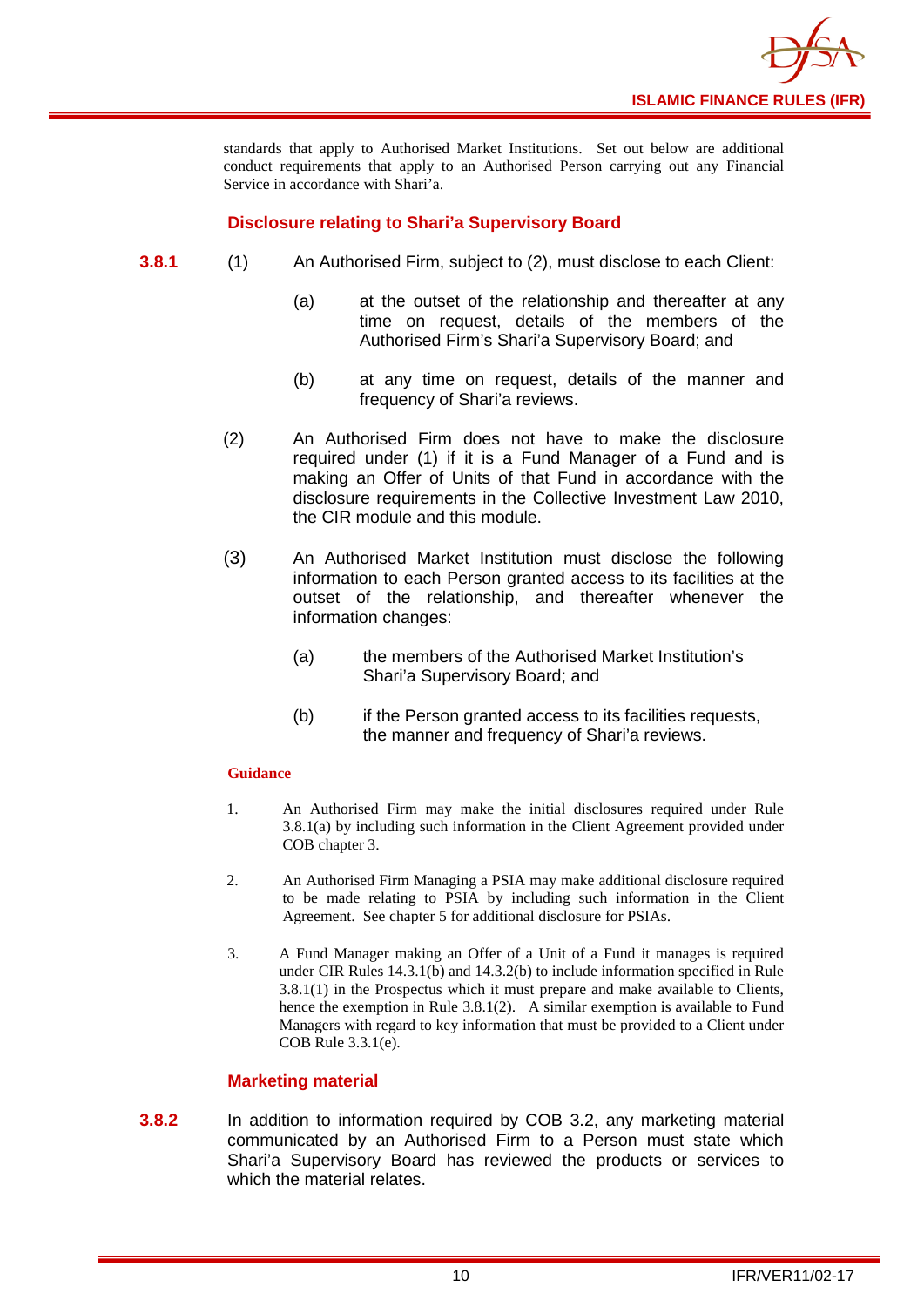standards that apply to Authorised Market Institutions. Set out below are additional conduct requirements that apply to an Authorised Person carrying out any Financial Service in accordance with Shari'a.

### Disclosure relating to Shari'a Supervisory Board

**3.8.1** (1) An Authorised Firm, subject to (2), must disclose to each Client:

(a) at the outset of the relationship and thereafter at any time on request, details of the members of the Authorised Firm's Shari'a Supervisory Board; and

(b) at any time on request, details of the manner and frequency of Shari'a reviews.

(2) An Authorised Firm does not have to make the disclosure required under (1) if it is a Fund Manager of a Fund and is making an Offer of Units of that Fund in accordance with the disclosure requirements in the Collective Investment Law 2010, the CIR module and this module.

(3) An Authorised Market Institution must disclose the following information to each Person granted access to its facilities at the outset of the relationship, and thereafter whenever the information changes:

(a) the members of the Authorised Market Institution's Shari'a Supervisory Board; and

(b) if the Person granted access to its facilities requests, the manner and frequency of Shari'a reviews.

**Guidance**

1. An Authorised Firm may make the initial disclosures required under Rule 3.8.1(a) by including such information in the Client Agreement provided under COB chapter 3.

2. An Authorised Firm Managing a PSIA may make additional disclosure required to be made relating to PSIA by including such information in the Client Agreement. See chapter 5 for additional disclosure for PSIAs.

3. A Fund Manager making an Offer of a Unit of a Fund it manages is required under CIR Rules 14.3.1(b) and 14.3.2(b) to include information specified in Rule 3.8.1(1) in the Prospectus which it must prepare and make available to Clients, hence the exemption in Rule 3.8.1(2). A similar exemption is available to Fund Managers with regard to key information that must be provided to a Client under COB Rule 3.3.1(e).

### Marketing material

**3.8.2** In addition to information required by COB 3.2, any marketing material communicated by an Authorised Firm to a Person must state which Shari'a Supervisory Board has reviewed the products or services to which the material relates.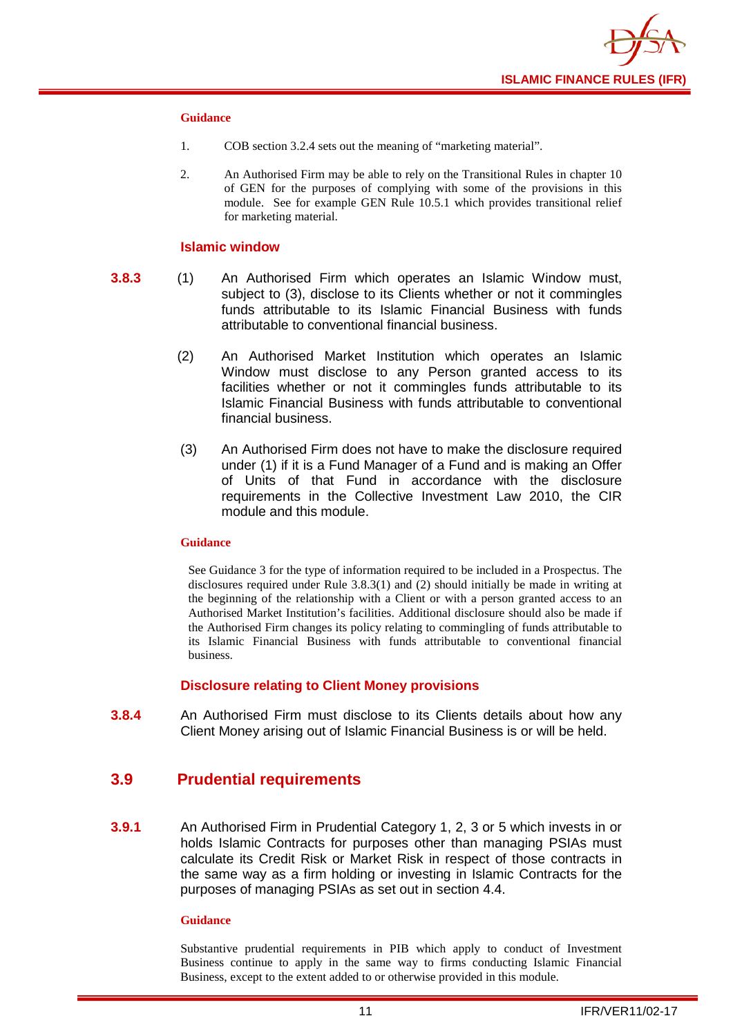**Guidance**

1. COB section 3.2.4 sets out the meaning of "marketing material".

2. An Authorised Firm may be able to rely on the Transitional Rules in chapter 10 of GEN for the purposes of complying with some of the provisions in this module. See for example GEN Rule 10.5.1 which provides transitional relief for marketing material.

### Islamic window

**3.8.3** (1) An Authorised Firm which operates an Islamic Window must, subject to (3), disclose to its Clients whether or not it commingles funds attributable to its Islamic Financial Business with funds attributable to conventional financial business.

(2) An Authorised Market Institution which operates an Islamic Window must disclose to any Person granted access to its facilities whether or not it commingles funds attributable to its Islamic Financial Business with funds attributable to conventional financial business.

(3) An Authorised Firm does not have to make the disclosure required under (1) if it is a Fund Manager of a Fund and is making an Offer of Units of that Fund in accordance with the disclosure requirements in the Collective Investment Law 2010, the CIR module and this module.

**Guidance**

See Guidance 3 for the type of information required to be included in a Prospectus. The disclosures required under Rule 3.8.3(1) and (2) should initially be made in writing at the beginning of the relationship with a Client or with a person granted access to an Authorised Market Institution's facilities. Additional disclosure should also be made if the Authorised Firm changes its policy relating to commingling of funds attributable to its Islamic Financial Business with funds attributable to conventional financial business.

### Disclosure relating to Client Money provisions

**3.8.4** An Authorised Firm must disclose to its Clients details about how any Client Money arising out of Islamic Financial Business is or will be held.

## 3.9 Prudential requirements

**3.9.1** An Authorised Firm in Prudential Category 1, 2, 3 or 5 which invests in or holds Islamic Contracts for purposes other than managing PSIAs must calculate its Credit Risk or Market Risk in respect of those contracts in the same way as a firm holding or investing in Islamic Contracts for the purposes of managing PSIAs as set out in section 4.4.

**Guidance**

Substantive prudential requirements in PIB which apply to conduct of Investment Business continue to apply in the same way to firms conducting Islamic Financial Business, except to the extent added to or otherwise provided in this module.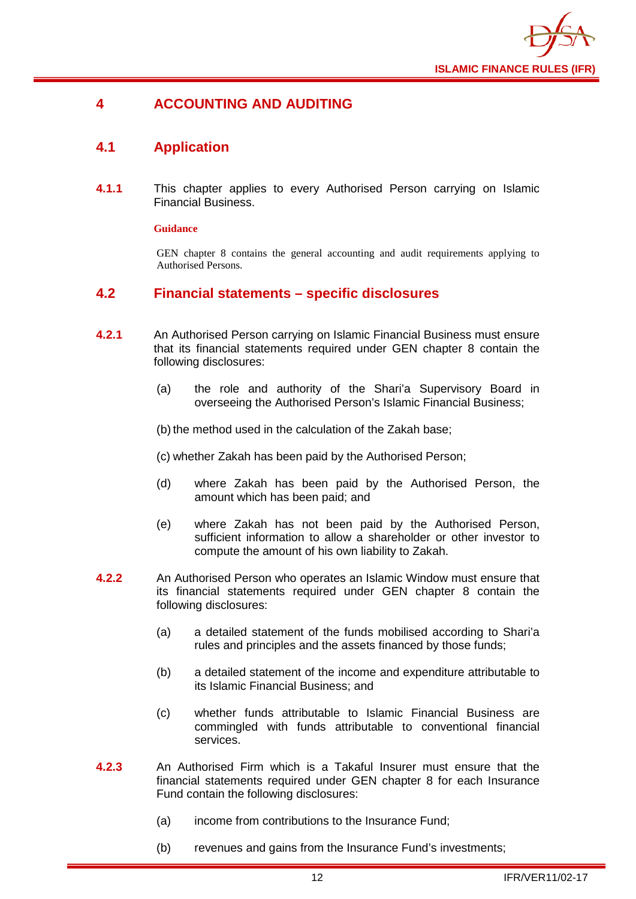# 4 ACCOUNTING AND AUDITING

## 4.1 Application

**4.1.1** This chapter applies to every Authorised Person carrying on Islamic Financial Business.

**Guidance**

GEN chapter 8 contains the general accounting and audit requirements applying to Authorised Persons.

## 4.2 Financial statements – specific disclosures

**4.2.1** An Authorised Person carrying on Islamic Financial Business must ensure that its financial statements required under GEN chapter 8 contain the following disclosures:

(a) the role and authority of the Shari'a Supervisory Board in overseeing the Authorised Person's Islamic Financial Business;

(b) the method used in the calculation of the Zakah base;

(c) whether Zakah has been paid by the Authorised Person;

(d) where Zakah has been paid by the Authorised Person, the amount which has been paid; and

(e) where Zakah has not been paid by the Authorised Person, sufficient information to allow a shareholder or other investor to compute the amount of his own liability to Zakah.

**4.2.2** An Authorised Person who operates an Islamic Window must ensure that its financial statements required under GEN chapter 8 contain the following disclosures:

(a) a detailed statement of the funds mobilised according to Shari'a rules and principles and the assets financed by those funds;

(b) a detailed statement of the income and expenditure attributable to its Islamic Financial Business; and

(c) whether funds attributable to Islamic Financial Business are commingled with funds attributable to conventional financial services.

**4.2.3** An Authorised Firm which is a Takaful Insurer must ensure that the financial statements required under GEN chapter 8 for each Insurance Fund contain the following disclosures:

(a) income from contributions to the Insurance Fund;

(b) revenues and gains from the Insurance Fund's investments;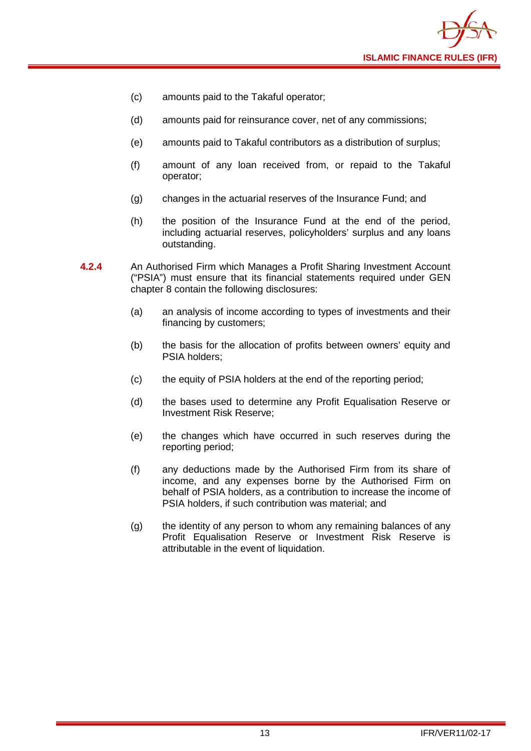(c) amounts paid to the Takaful operator;

(d) amounts paid for reinsurance cover, net of any commissions;

(e) amounts paid to Takaful contributors as a distribution of surplus;

(f) amount of any loan received from, or repaid to the Takaful operator;

(g) changes in the actuarial reserves of the Insurance Fund; and

(h) the position of the Insurance Fund at the end of the period, including actuarial reserves, policyholders' surplus and any loans outstanding.

**4.2.4** An Authorised Firm which Manages a Profit Sharing Investment Account ("PSIA") must ensure that its financial statements required under GEN chapter 8 contain the following disclosures:

(a) an analysis of income according to types of investments and their financing by customers;

(b) the basis for the allocation of profits between owners' equity and PSIA holders;

(c) the equity of PSIA holders at the end of the reporting period;

(d) the bases used to determine any Profit Equalisation Reserve or Investment Risk Reserve;

(e) the changes which have occurred in such reserves during the reporting period;

(f) any deductions made by the Authorised Firm from its share of income, and any expenses borne by the Authorised Firm on behalf of PSIA holders, as a contribution to increase the income of PSIA holders, if such contribution was material; and

(g) the identity of any person to whom any remaining balances of any Profit Equalisation Reserve or Investment Risk Reserve is attributable in the event of liquidation.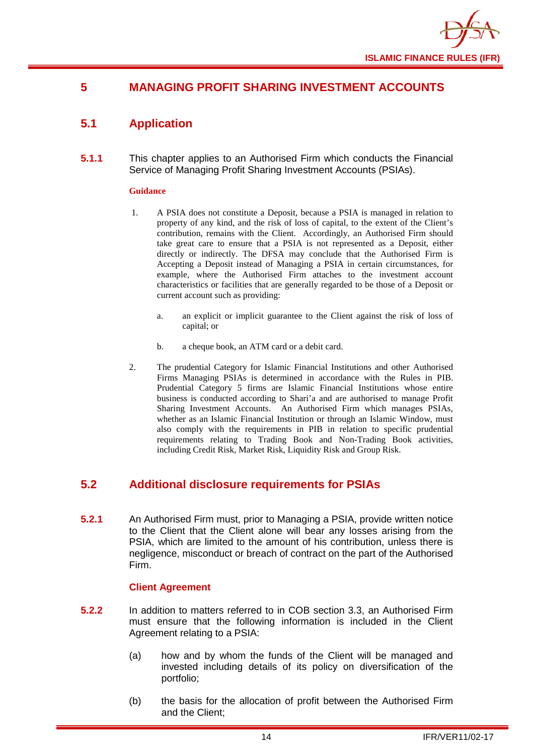# 5 MANAGING PROFIT SHARING INVESTMENT ACCOUNTS

## 5.1 Application

**5.1.1** This chapter applies to an Authorised Firm which conducts the Financial Service of Managing Profit Sharing Investment Accounts (PSIAs).

**Guidance**

1. A PSIA does not constitute a Deposit, because a PSIA is managed in relation to property of any kind, and the risk of loss of capital, to the extent of the Client's contribution, remains with the Client. Accordingly, an Authorised Firm should take great care to ensure that a PSIA is not represented as a Deposit, either directly or indirectly. The DFSA may conclude that the Authorised Firm is Accepting a Deposit instead of Managing a PSIA in certain circumstances, for example, where the Authorised Firm attaches to the investment account characteristics or facilities that are generally regarded to be those of a Deposit or current account such as providing:

   a. an explicit or implicit guarantee to the Client against the risk of loss of capital; or

   b. a cheque book, an ATM card or a debit card.

2. The prudential Category for Islamic Financial Institutions and other Authorised Firms Managing PSIAs is determined in accordance with the Rules in PIB. Prudential Category 5 firms are Islamic Financial Institutions whose entire business is conducted according to Shari'a and are authorised to manage Profit Sharing Investment Accounts. An Authorised Firm which manages PSIAs, whether as an Islamic Financial Institution or through an Islamic Window, must also comply with the requirements in PIB in relation to specific prudential requirements relating to Trading Book and Non-Trading Book activities, including Credit Risk, Market Risk, Liquidity Risk and Group Risk.

## 5.2 Additional disclosure requirements for PSIAs

**5.2.1** An Authorised Firm must, prior to Managing a PSIA, provide written notice to the Client that the Client alone will bear any losses arising from the PSIA, which are limited to the amount of his contribution, unless there is negligence, misconduct or breach of contract on the part of the Authorised Firm.

### Client Agreement

**5.2.2** In addition to matters referred to in COB section 3.3, an Authorised Firm must ensure that the following information is included in the Client Agreement relating to a PSIA:

(a) how and by whom the funds of the Client will be managed and invested including details of its policy on diversification of the portfolio;

(b) the basis for the allocation of profit between the Authorised Firm and the Client;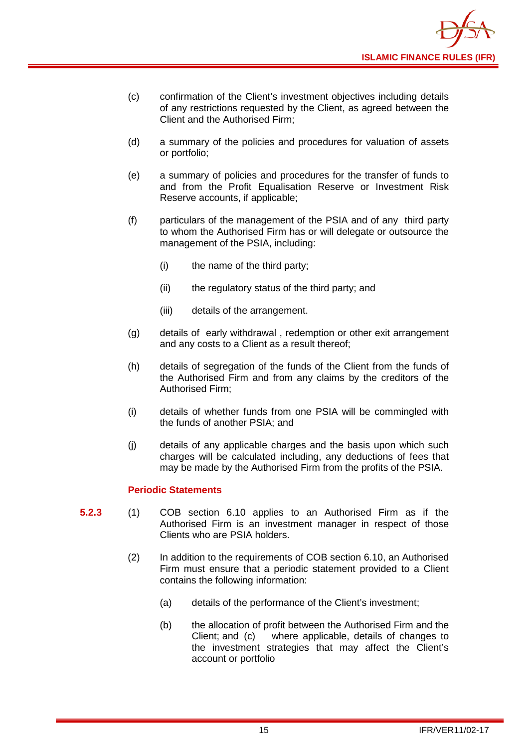(c) confirmation of the Client's investment objectives including details of any restrictions requested by the Client, as agreed between the Client and the Authorised Firm;

(d) a summary of the policies and procedures for valuation of assets or portfolio;

(e) a summary of policies and procedures for the transfer of funds to and from the Profit Equalisation Reserve or Investment Risk Reserve accounts, if applicable;

(f) particulars of the management of the PSIA and of any third party to whom the Authorised Firm has or will delegate or outsource the management of the PSIA, including:

(i) the name of the third party;

(ii) the regulatory status of the third party; and

(iii) details of the arrangement.

(g) details of early withdrawal , redemption or other exit arrangement and any costs to a Client as a result thereof;

(h) details of segregation of the funds of the Client from the funds of the Authorised Firm and from any claims by the creditors of the Authorised Firm;

(i) details of whether funds from one PSIA will be commingled with the funds of another PSIA; and

(j) details of any applicable charges and the basis upon which such charges will be calculated including, any deductions of fees that may be made by the Authorised Firm from the profits of the PSIA.

### Periodic Statements

**5.2.3** (1) COB section 6.10 applies to an Authorised Firm as if the Authorised Firm is an investment manager in respect of those Clients who are PSIA holders.

(2) In addition to the requirements of COB section 6.10, an Authorised Firm must ensure that a periodic statement provided to a Client contains the following information:

(a) details of the performance of the Client's investment;

(b) the allocation of profit between the Authorised Firm and the Client; and (c) where applicable, details of changes to the investment strategies that may affect the Client's account or portfolio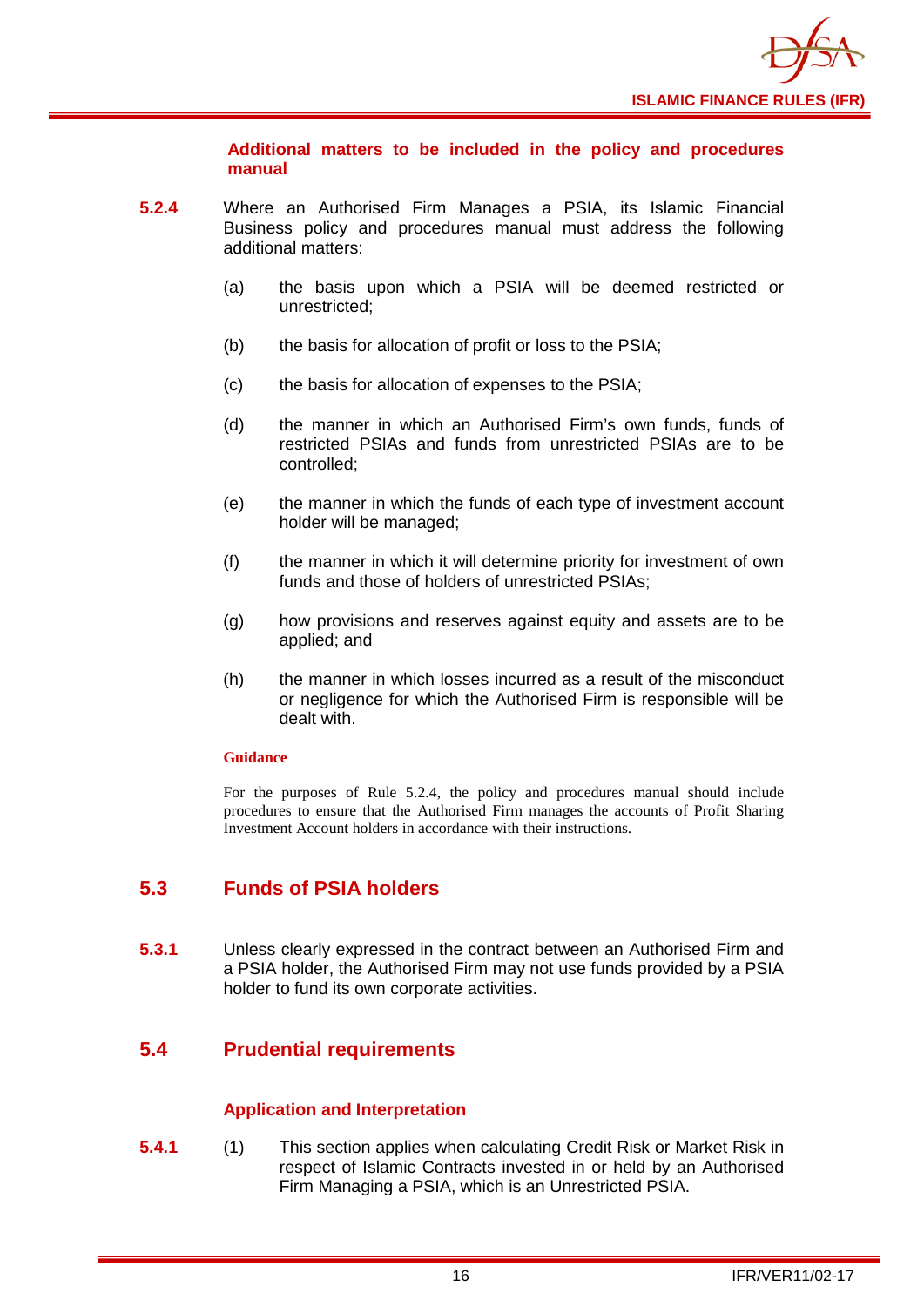#### Additional matters to be included in the policy and procedures manual

**5.2.4** Where an Authorised Firm Manages a PSIA, its Islamic Financial Business policy and procedures manual must address the following additional matters:

(a) the basis upon which a PSIA will be deemed restricted or unrestricted;

(b) the basis for allocation of profit or loss to the PSIA;

(c) the basis for allocation of expenses to the PSIA;

(d) the manner in which an Authorised Firm's own funds, funds of restricted PSIAs and funds from unrestricted PSIAs are to be controlled;

(e) the manner in which the funds of each type of investment account holder will be managed;

(f) the manner in which it will determine priority for investment of own funds and those of holders of unrestricted PSIAs;

(g) how provisions and reserves against equity and assets are to be applied; and

(h) the manner in which losses incurred as a result of the misconduct or negligence for which the Authorised Firm is responsible will be dealt with.

**Guidance**

For the purposes of Rule 5.2.4, the policy and procedures manual should include procedures to ensure that the Authorised Firm manages the accounts of Profit Sharing Investment Account holders in accordance with their instructions.

## 5.3 Funds of PSIA holders

**5.3.1** Unless clearly expressed in the contract between an Authorised Firm and a PSIA holder, the Authorised Firm may not use funds provided by a PSIA holder to fund its own corporate activities.

## 5.4 Prudential requirements

#### Application and Interpretation

**5.4.1** (1) This section applies when calculating Credit Risk or Market Risk in respect of Islamic Contracts invested in or held by an Authorised Firm Managing a PSIA, which is an Unrestricted PSIA.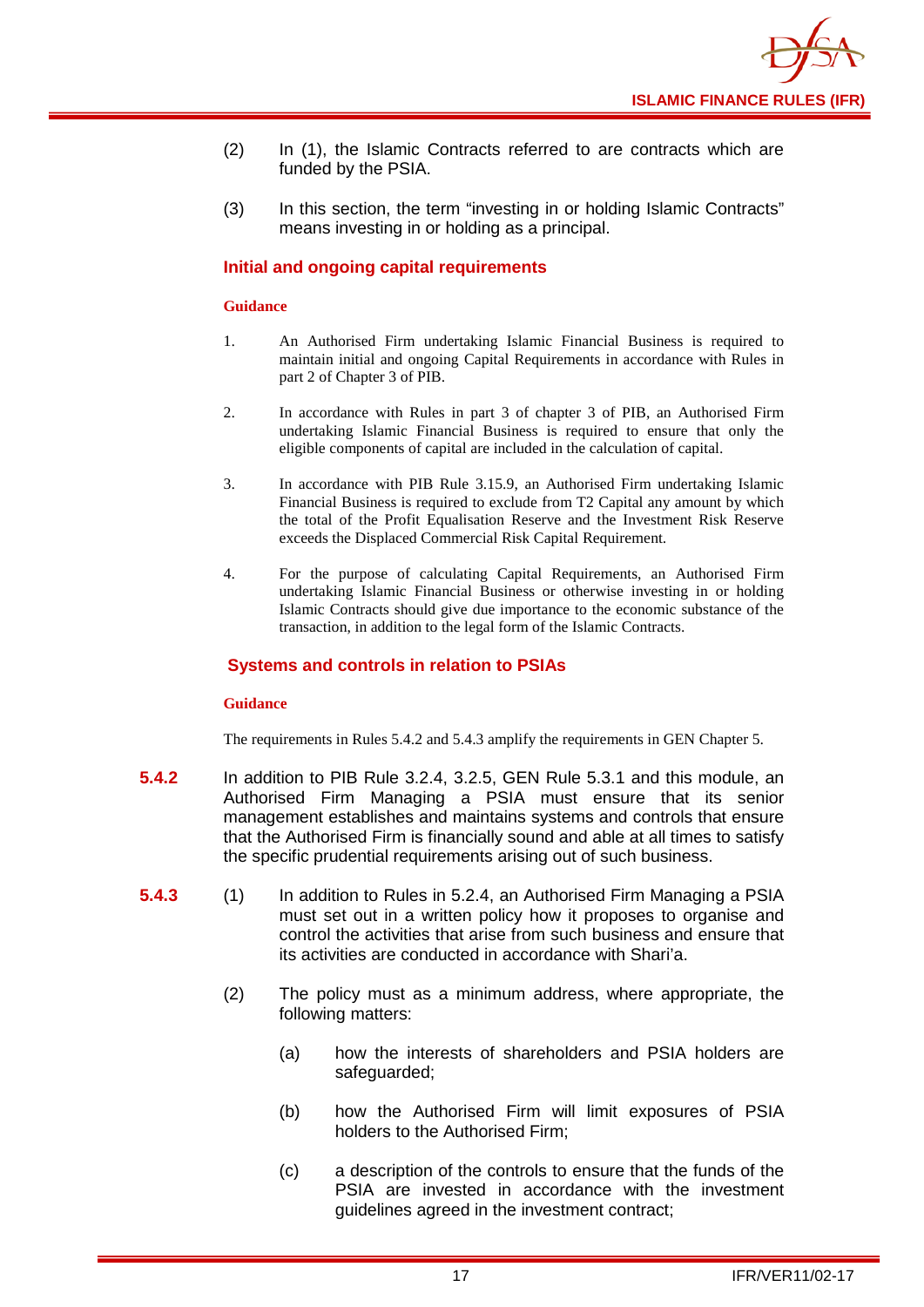(2) In (1), the Islamic Contracts referred to are contracts which are funded by the PSIA.

(3) In this section, the term "investing in or holding Islamic Contracts" means investing in or holding as a principal.

### Initial and ongoing capital requirements

**Guidance**

1. An Authorised Firm undertaking Islamic Financial Business is required to maintain initial and ongoing Capital Requirements in accordance with Rules in part 2 of Chapter 3 of PIB.

2. In accordance with Rules in part 3 of chapter 3 of PIB, an Authorised Firm undertaking Islamic Financial Business is required to ensure that only the eligible components of capital are included in the calculation of capital.

3. In accordance with PIB Rule 3.15.9, an Authorised Firm undertaking Islamic Financial Business is required to exclude from T2 Capital any amount by which the total of the Profit Equalisation Reserve and the Investment Risk Reserve exceeds the Displaced Commercial Risk Capital Requirement.

4. For the purpose of calculating Capital Requirements, an Authorised Firm undertaking Islamic Financial Business or otherwise investing in or holding Islamic Contracts should give due importance to the economic substance of the transaction, in addition to the legal form of the Islamic Contracts.

### Systems and controls in relation to PSIAs

**Guidance**

The requirements in Rules 5.4.2 and 5.4.3 amplify the requirements in GEN Chapter 5.

**5.4.2** In addition to PIB Rule 3.2.4, 3.2.5, GEN Rule 5.3.1 and this module, an Authorised Firm Managing a PSIA must ensure that its senior management establishes and maintains systems and controls that ensure that the Authorised Firm is financially sound and able at all times to satisfy the specific prudential requirements arising out of such business.

**5.4.3** (1) In addition to Rules in 5.2.4, an Authorised Firm Managing a PSIA must set out in a written policy how it proposes to organise and control the activities that arise from such business and ensure that its activities are conducted in accordance with Shari'a.

(2) The policy must as a minimum address, where appropriate, the following matters:

(a) how the interests of shareholders and PSIA holders are safeguarded;

(b) how the Authorised Firm will limit exposures of PSIA holders to the Authorised Firm;

(c) a description of the controls to ensure that the funds of the PSIA are invested in accordance with the investment guidelines agreed in the investment contract;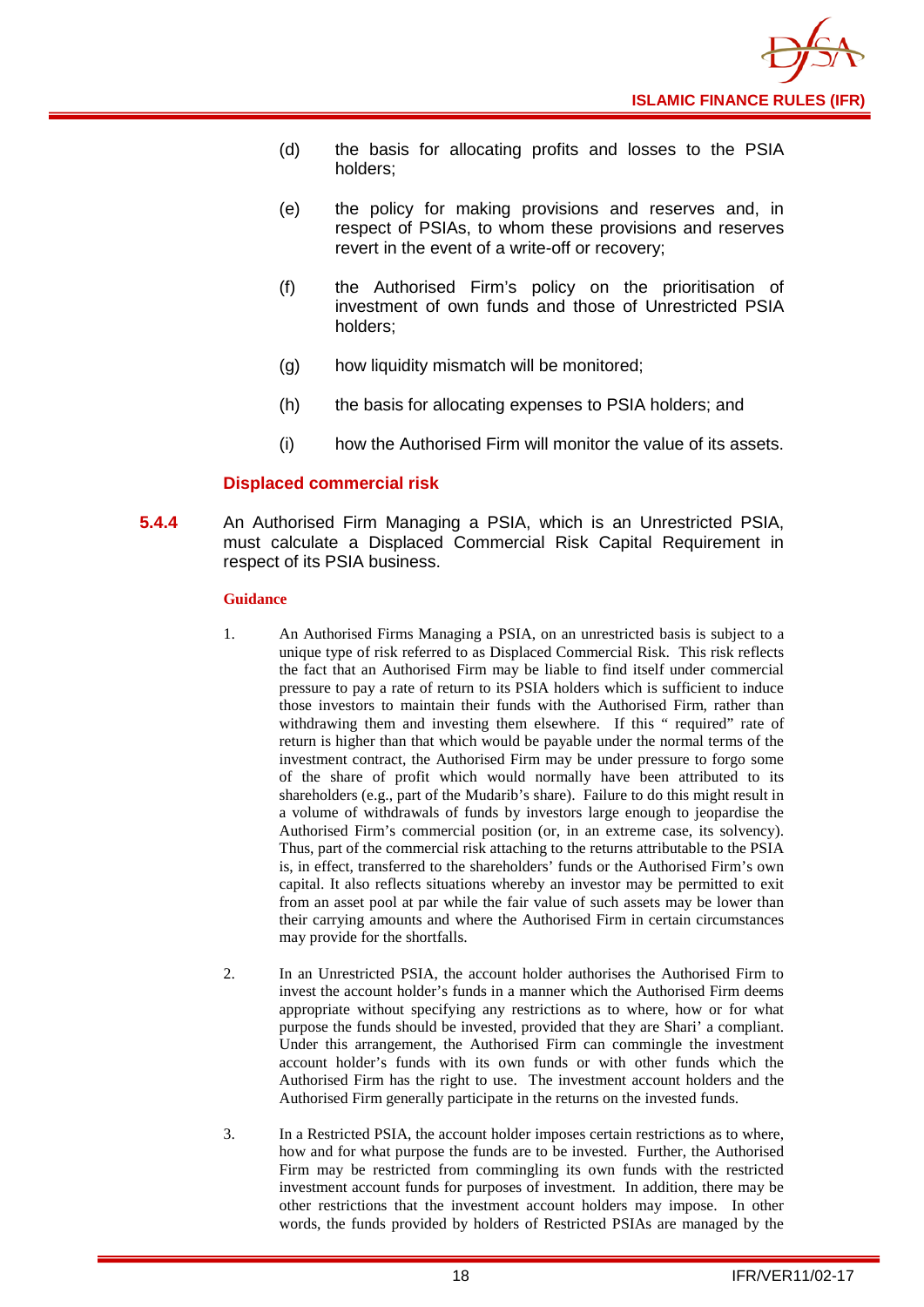(d) the basis for allocating profits and losses to the PSIA holders;

(e) the policy for making provisions and reserves and, in respect of PSIAs, to whom these provisions and reserves revert in the event of a write-off or recovery;

(f) the Authorised Firm's policy on the prioritisation of investment of own funds and those of Unrestricted PSIA holders;

(g) how liquidity mismatch will be monitored;

(h) the basis for allocating expenses to PSIA holders; and

(i) how the Authorised Firm will monitor the value of its assets.

### Displaced commercial risk

**5.4.4** An Authorised Firm Managing a PSIA, which is an Unrestricted PSIA, must calculate a Displaced Commercial Risk Capital Requirement in respect of its PSIA business.

**Guidance**

1. An Authorised Firms Managing a PSIA, on an unrestricted basis is subject to a unique type of risk referred to as Displaced Commercial Risk. This risk reflects the fact that an Authorised Firm may be liable to find itself under commercial pressure to pay a rate of return to its PSIA holders which is sufficient to induce those investors to maintain their funds with the Authorised Firm, rather than withdrawing them and investing them elsewhere. If this " required" rate of return is higher than that which would be payable under the normal terms of the investment contract, the Authorised Firm may be under pressure to forgo some of the share of profit which would normally have been attributed to its shareholders (e.g., part of the Mudarib's share). Failure to do this might result in a volume of withdrawals of funds by investors large enough to jeopardise the Authorised Firm's commercial position (or, in an extreme case, its solvency). Thus, part of the commercial risk attaching to the returns attributable to the PSIA is, in effect, transferred to the shareholders' funds or the Authorised Firm's own capital. It also reflects situations whereby an investor may be permitted to exit from an asset pool at par while the fair value of such assets may be lower than their carrying amounts and where the Authorised Firm in certain circumstances may provide for the shortfalls.

2. In an Unrestricted PSIA, the account holder authorises the Authorised Firm to invest the account holder's funds in a manner which the Authorised Firm deems appropriate without specifying any restrictions as to where, how or for what purpose the funds should be invested, provided that they are Shari' a compliant. Under this arrangement, the Authorised Firm can commingle the investment account holder's funds with its own funds or with other funds which the Authorised Firm has the right to use. The investment account holders and the Authorised Firm generally participate in the returns on the invested funds.

3. In a Restricted PSIA, the account holder imposes certain restrictions as to where, how and for what purpose the funds are to be invested. Further, the Authorised Firm may be restricted from commingling its own funds with the restricted investment account funds for purposes of investment. In addition, there may be other restrictions that the investment account holders may impose. In other words, the funds provided by holders of Restricted PSIAs are managed by the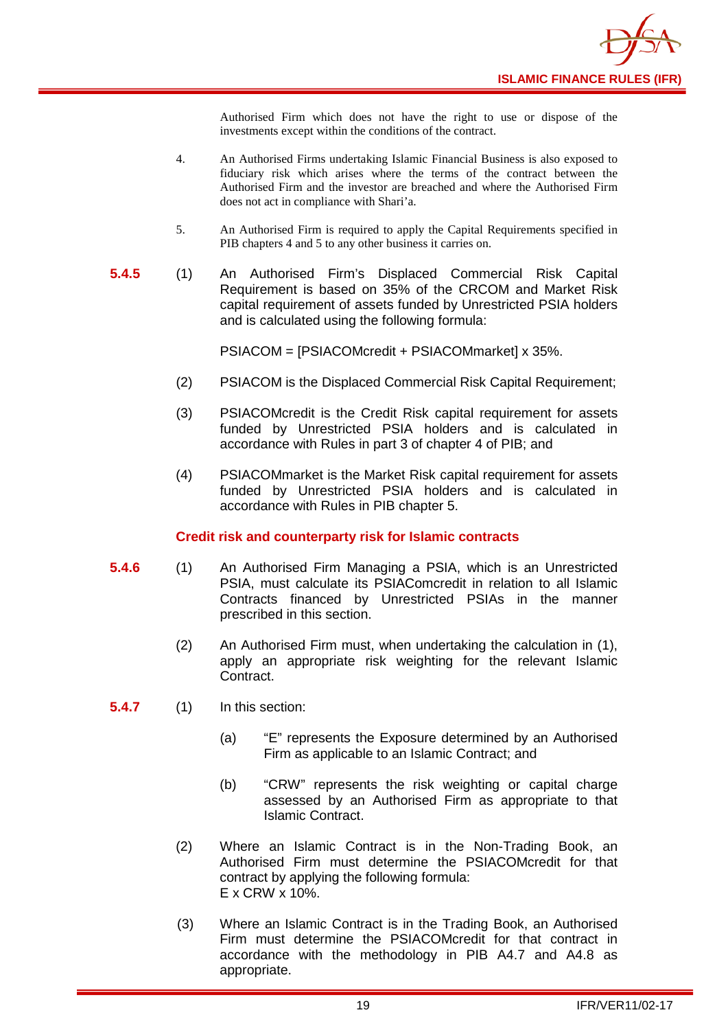Authorised Firm which does not have the right to use or dispose of the investments except within the conditions of the contract.

4. An Authorised Firms undertaking Islamic Financial Business is also exposed to fiduciary risk which arises where the terms of the contract between the Authorised Firm and the investor are breached and where the Authorised Firm does not act in compliance with Shari'a.

5. An Authorised Firm is required to apply the Capital Requirements specified in PIB chapters 4 and 5 to any other business it carries on.

**5.4.5** (1) An Authorised Firm's Displaced Commercial Risk Capital Requirement is based on 35% of the CRCOM and Market Risk capital requirement of assets funded by Unrestricted PSIA holders and is calculated using the following formula:

PSIACOM = [PSIACOMcredit + PSIACOMmarket] x 35%.

(2) PSIACOM is the Displaced Commercial Risk Capital Requirement;

(3) PSIACOMcredit is the Credit Risk capital requirement for assets funded by Unrestricted PSIA holders and is calculated in accordance with Rules in part 3 of chapter 4 of PIB; and

(4) PSIACOMmarket is the Market Risk capital requirement for assets funded by Unrestricted PSIA holders and is calculated in accordance with Rules in PIB chapter 5.

### Credit risk and counterparty risk for Islamic contracts

**5.4.6** (1) An Authorised Firm Managing a PSIA, which is an Unrestricted PSIA, must calculate its PSIAComcredit in relation to all Islamic Contracts financed by Unrestricted PSIAs in the manner prescribed in this section.

(2) An Authorised Firm must, when undertaking the calculation in (1), apply an appropriate risk weighting for the relevant Islamic Contract.

**5.4.7** (1) In this section:

(a) "E" represents the Exposure determined by an Authorised Firm as applicable to an Islamic Contract; and

(b) "CRW" represents the risk weighting or capital charge assessed by an Authorised Firm as appropriate to that Islamic Contract.

(2) Where an Islamic Contract is in the Non-Trading Book, an Authorised Firm must determine the PSIACOMcredit for that contract by applying the following formula:
E x CRW x 10%.

(3) Where an Islamic Contract is in the Trading Book, an Authorised Firm must determine the PSIACOMcredit for that contract in accordance with the methodology in PIB A4.7 and A4.8 as appropriate.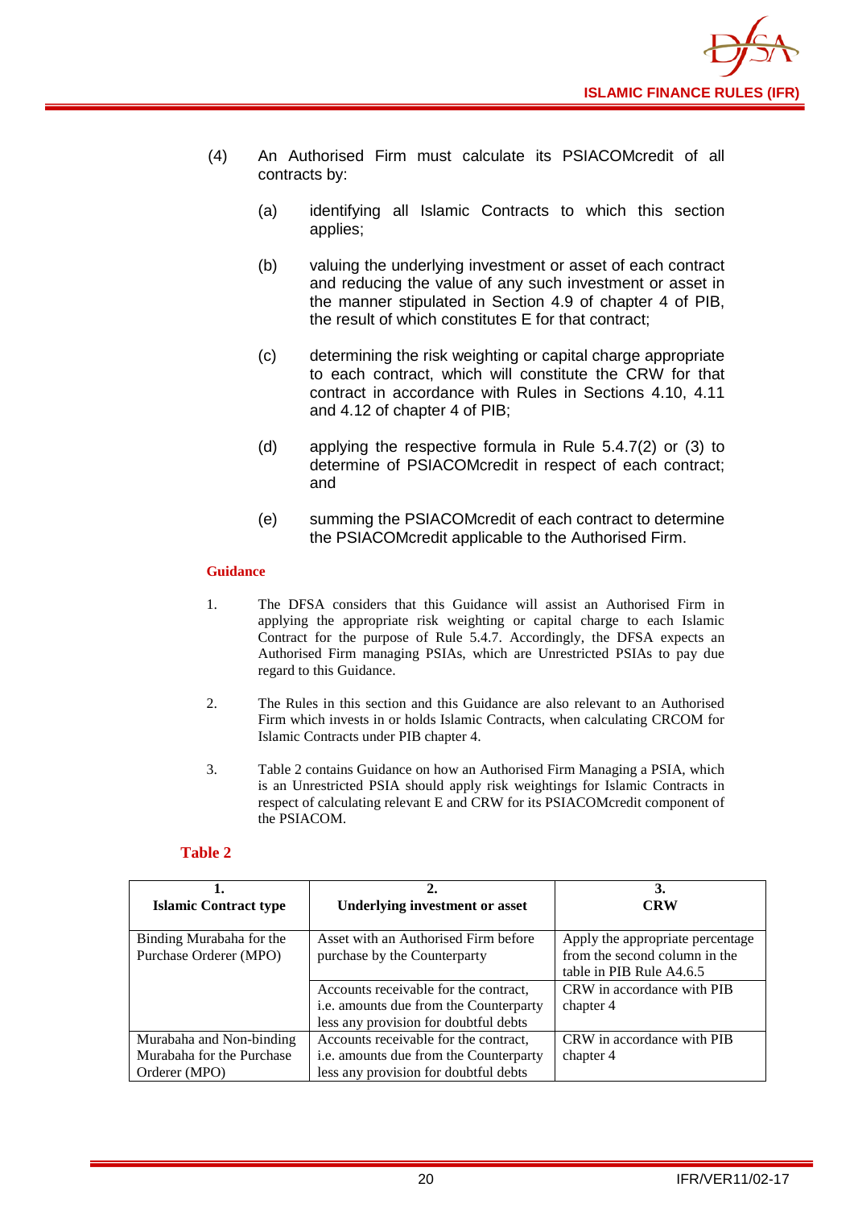(4) An Authorised Firm must calculate its PSIACOMcredit of all contracts by:

   (a) identifying all Islamic Contracts to which this section applies;

   (b) valuing the underlying investment or asset of each contract and reducing the value of any such investment or asset in the manner stipulated in Section 4.9 of chapter 4 of PIB, the result of which constitutes E for that contract;

   (c) determining the risk weighting or capital charge appropriate to each contract, which will constitute the CRW for that contract in accordance with Rules in Sections 4.10, 4.11 and 4.12 of chapter 4 of PIB;

   (d) applying the respective formula in Rule 5.4.7(2) or (3) to determine of PSIACOMcredit in respect of each contract; and

   (e) summing the PSIACOMcredit of each contract to determine the PSIACOMcredit applicable to the Authorised Firm.

**Guidance**

1. The DFSA considers that this Guidance will assist an Authorised Firm in applying the appropriate risk weighting or capital charge to each Islamic Contract for the purpose of Rule 5.4.7. Accordingly, the DFSA expects an Authorised Firm managing PSIAs, which are Unrestricted PSIAs to pay due regard to this Guidance.

2. The Rules in this section and this Guidance are also relevant to an Authorised Firm which invests in or holds Islamic Contracts, when calculating CRCOM for Islamic Contracts under PIB chapter 4.

3. Table 2 contains Guidance on how an Authorised Firm Managing a PSIA, which is an Unrestricted PSIA should apply risk weightings for Islamic Contracts in respect of calculating relevant E and CRW for its PSIACOMcredit component of the PSIACOM.

**Table 2**

| 1. Islamic Contract type | 2. Underlying investment or asset | 3. CRW |
|---|---|---|
| Binding Murabaha for the Purchase Orderer (MPO) | Asset with an Authorised Firm before purchase by the Counterparty | Apply the appropriate percentage from the second column in the table in PIB Rule A4.6.5 |
| | Accounts receivable for the contract, i.e. amounts due from the Counterparty less any provision for doubtful debts | CRW in accordance with PIB chapter 4 |
| Murabaha and Non-binding Murabaha for the Purchase Orderer (MPO) | Accounts receivable for the contract, i.e. amounts due from the Counterparty less any provision for doubtful debts | CRW in accordance with PIB chapter 4 |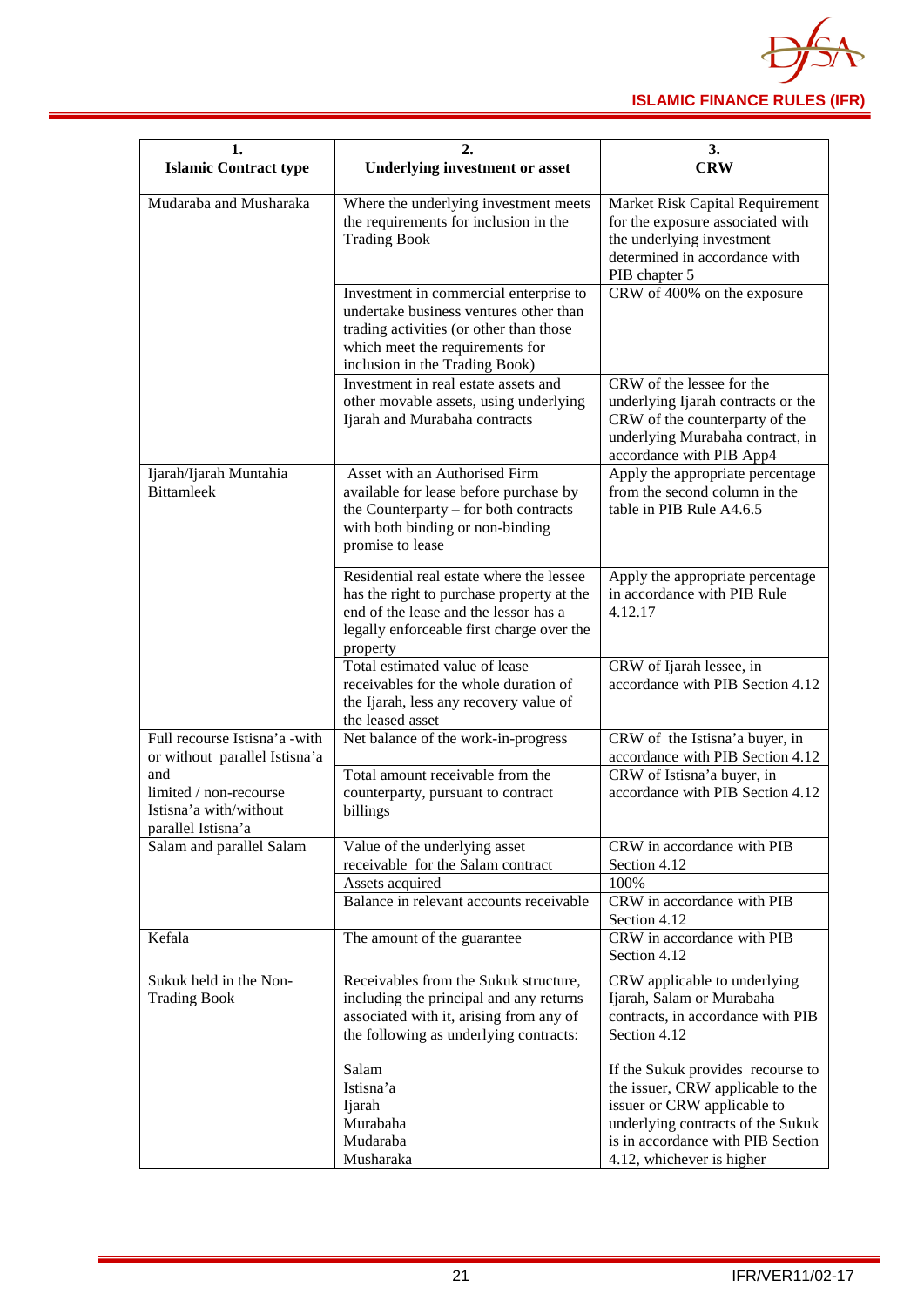| 1. Islamic Contract type | 2. Underlying investment or asset | 3. CRW |
|---|---|---|
| Mudaraba and Musharaka | Where the underlying investment meets the requirements for inclusion in the Trading Book | Market Risk Capital Requirement for the exposure associated with the underlying investment determined in accordance with PIB chapter 5 |
| | Investment in commercial enterprise to undertake business ventures other than trading activities (or other than those which meet the requirements for inclusion in the Trading Book) | CRW of 400% on the exposure |
| | Investment in real estate assets and other movable assets, using underlying Ijarah and Murabaha contracts | CRW of the lessee for the underlying Ijarah contracts or the CRW of the counterparty of the underlying Murabaha contract, in accordance with PIB App4 |
| Ijarah/Ijarah Muntahia Bittamleek | Asset with an Authorised Firm available for lease before purchase by the Counterparty – for both contracts with both binding or non-binding promise to lease | Apply the appropriate percentage from the second column in the table in PIB Rule A4.6.5 |
| | Residential real estate where the lessee has the right to purchase property at the end of the lease and the lessor has a legally enforceable first charge over the property | Apply the appropriate percentage in accordance with PIB Rule 4.12.17 |
| | Total estimated value of lease receivables for the whole duration of the Ijarah, less any recovery value of the leased asset | CRW of Ijarah lessee, in accordance with PIB Section 4.12 |
| Full recourse Istisna'a -with or without parallel Istisna'a and limited / non-recourse Istisna'a with/without parallel Istisna'a | Net balance of the work-in-progress | CRW of the Istisna'a buyer, in accordance with PIB Section 4.12 |
| | Total amount receivable from the counterparty, pursuant to contract billings | CRW of Istisna'a buyer, in accordance with PIB Section 4.12 |
| Salam and parallel Salam | Value of the underlying asset receivable for the Salam contract | CRW in accordance with PIB Section 4.12 |
| | Assets acquired | 100% |
| | Balance in relevant accounts receivable | CRW in accordance with PIB Section 4.12 |
| Kefala | The amount of the guarantee | CRW in accordance with PIB Section 4.12 |
| Sukuk held in the Non-Trading Book | Receivables from the Sukuk structure, including the principal and any returns associated with it, arising from any of the following as underlying contracts:<br><br>Salam<br>Istisna'a<br>Ijarah<br>Murabaha<br>Mudaraba<br>Musharaka | CRW applicable to underlying Ijarah, Salam or Murabaha contracts, in accordance with PIB Section 4.12<br><br>If the Sukuk provides recourse to the issuer, CRW applicable to the issuer or CRW applicable to underlying contracts of the Sukuk is in accordance with PIB Section 4.12, whichever is higher |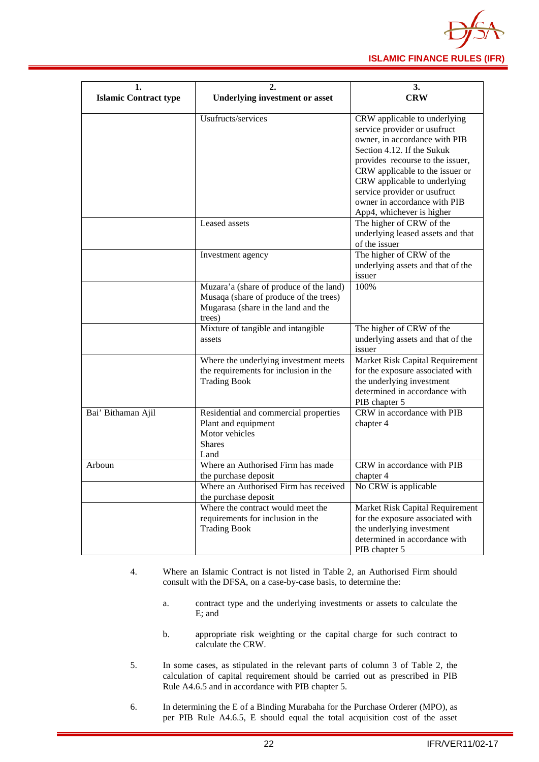| 1. Islamic Contract type | 2. Underlying investment or asset | 3. CRW |
|---|---|---|
| | Usufructs/services | CRW applicable to underlying service provider or usufruct owner, in accordance with PIB Section 4.12. If the Sukuk provides recourse to the issuer, CRW applicable to the issuer or CRW applicable to underlying service provider or usufruct owner in accordance with PIB App4, whichever is higher |
| | Leased assets | The higher of CRW of the underlying leased assets and that of the issuer |
| | Investment agency | The higher of CRW of the underlying assets and that of the issuer |
| | Muzara'a (share of produce of the land) Musaqa (share of produce of the trees) Mugarasa (share in the land and the trees) | 100% |
| | Mixture of tangible and intangible assets | The higher of CRW of the underlying assets and that of the issuer |
| | Where the underlying investment meets the requirements for inclusion in the Trading Book | Market Risk Capital Requirement for the exposure associated with the underlying investment determined in accordance with PIB chapter 5 |
| Bai' Bithaman Ajil | Residential and commercial properties<br>Plant and equipment<br>Motor vehicles<br>Shares<br>Land | CRW in accordance with PIB chapter 4 |
| Arboun | Where an Authorised Firm has made the purchase deposit | CRW in accordance with PIB chapter 4 |
| | Where an Authorised Firm has received the purchase deposit | No CRW is applicable |
| | Where the contract would meet the requirements for inclusion in the Trading Book | Market Risk Capital Requirement for the exposure associated with the underlying investment determined in accordance with PIB chapter 5 |

4. Where an Islamic Contract is not listed in Table 2, an Authorised Firm should consult with the DFSA, on a case-by-case basis, to determine the:

   a. contract type and the underlying investments or assets to calculate the E; and

   b. appropriate risk weighting or the capital charge for such contract to calculate the CRW.

5. In some cases, as stipulated in the relevant parts of column 3 of Table 2, the calculation of capital requirement should be carried out as prescribed in PIB Rule A4.6.5 and in accordance with PIB chapter 5.

6. In determining the E of a Binding Murabaha for the Purchase Orderer (MPO), as per PIB Rule A4.6.5, E should equal the total acquisition cost of the asset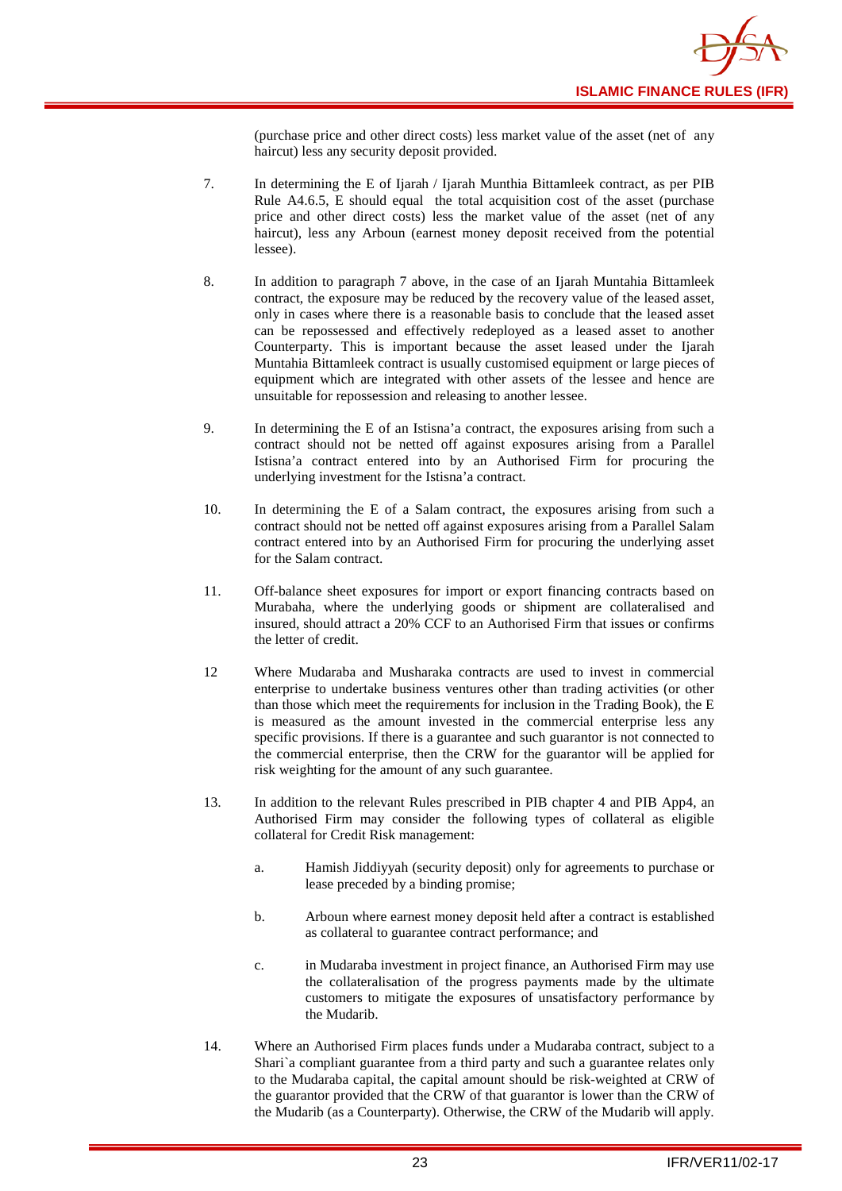(purchase price and other direct costs) less market value of the asset (net of any haircut) less any security deposit provided.

7. In determining the E of Ijarah / Ijarah Munthia Bittamleek contract, as per PIB Rule A4.6.5, E should equal the total acquisition cost of the asset (purchase price and other direct costs) less the market value of the asset (net of any haircut), less any Arboun (earnest money deposit received from the potential lessee).

8. In addition to paragraph 7 above, in the case of an Ijarah Muntahia Bittamleek contract, the exposure may be reduced by the recovery value of the leased asset, only in cases where there is a reasonable basis to conclude that the leased asset can be repossessed and effectively redeployed as a leased asset to another Counterparty. This is important because the asset leased under the Ijarah Muntahia Bittamleek contract is usually customised equipment or large pieces of equipment which are integrated with other assets of the lessee and hence are unsuitable for repossession and releasing to another lessee.

9. In determining the E of an Istisna'a contract, the exposures arising from such a contract should not be netted off against exposures arising from a Parallel Istisna'a contract entered into by an Authorised Firm for procuring the underlying investment for the Istisna'a contract.

10. In determining the E of a Salam contract, the exposures arising from such a contract should not be netted off against exposures arising from a Parallel Salam contract entered into by an Authorised Firm for procuring the underlying asset for the Salam contract.

11. Off-balance sheet exposures for import or export financing contracts based on Murabaha, where the underlying goods or shipment are collateralised and insured, should attract a 20% CCF to an Authorised Firm that issues or confirms the letter of credit.

12 Where Mudaraba and Musharaka contracts are used to invest in commercial enterprise to undertake business ventures other than trading activities (or other than those which meet the requirements for inclusion in the Trading Book), the E is measured as the amount invested in the commercial enterprise less any specific provisions. If there is a guarantee and such guarantor is not connected to the commercial enterprise, then the CRW for the guarantor will be applied for risk weighting for the amount of any such guarantee.

13. In addition to the relevant Rules prescribed in PIB chapter 4 and PIB App4, an Authorised Firm may consider the following types of collateral as eligible collateral for Credit Risk management:

    a. Hamish Jiddiyyah (security deposit) only for agreements to purchase or lease preceded by a binding promise;

    b. Arboun where earnest money deposit held after a contract is established as collateral to guarantee contract performance; and

    c. in Mudaraba investment in project finance, an Authorised Firm may use the collateralisation of the progress payments made by the ultimate customers to mitigate the exposures of unsatisfactory performance by the Mudarib.

14. Where an Authorised Firm places funds under a Mudaraba contract, subject to a Shari`a compliant guarantee from a third party and such a guarantee relates only to the Mudaraba capital, the capital amount should be risk-weighted at CRW of the guarantor provided that the CRW of that guarantor is lower than the CRW of the Mudarib (as a Counterparty). Otherwise, the CRW of the Mudarib will apply.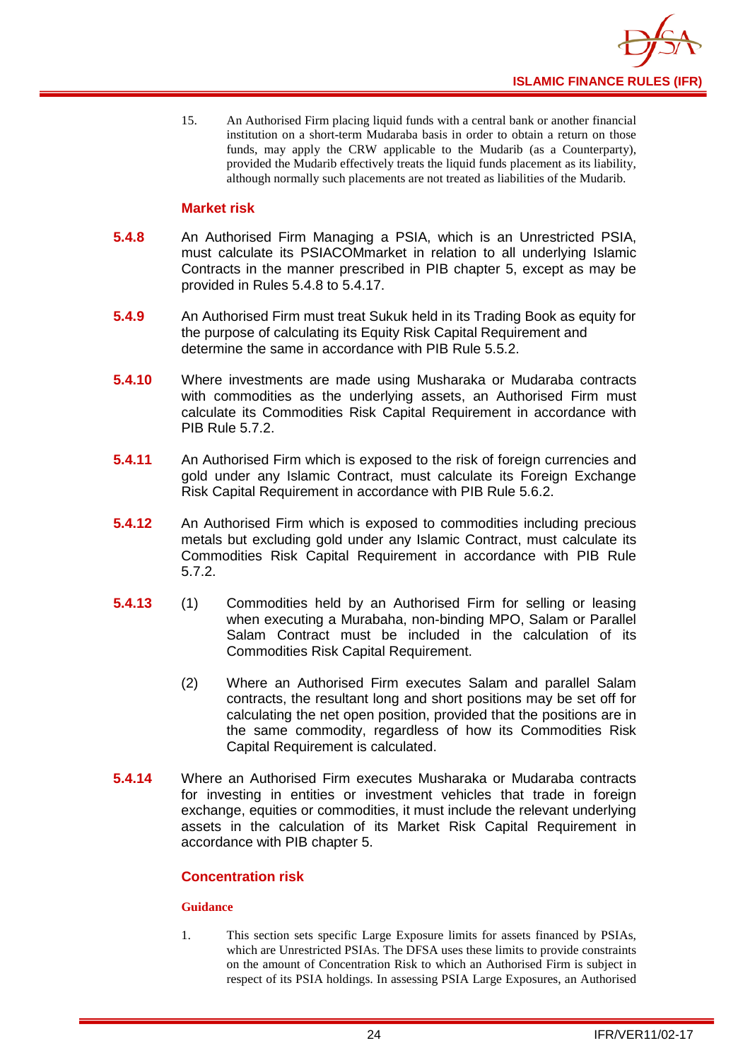15. An Authorised Firm placing liquid funds with a central bank or another financial institution on a short-term Mudaraba basis in order to obtain a return on those funds, may apply the CRW applicable to the Mudarib (as a Counterparty), provided the Mudarib effectively treats the liquid funds placement as its liability, although normally such placements are not treated as liabilities of the Mudarib.

### Market risk

**5.4.8** An Authorised Firm Managing a PSIA, which is an Unrestricted PSIA, must calculate its PSIACOMmarket in relation to all underlying Islamic Contracts in the manner prescribed in PIB chapter 5, except as may be provided in Rules 5.4.8 to 5.4.17.

**5.4.9** An Authorised Firm must treat Sukuk held in its Trading Book as equity for the purpose of calculating its Equity Risk Capital Requirement and determine the same in accordance with PIB Rule 5.5.2.

**5.4.10** Where investments are made using Musharaka or Mudaraba contracts with commodities as the underlying assets, an Authorised Firm must calculate its Commodities Risk Capital Requirement in accordance with PIB Rule 5.7.2.

**5.4.11** An Authorised Firm which is exposed to the risk of foreign currencies and gold under any Islamic Contract, must calculate its Foreign Exchange Risk Capital Requirement in accordance with PIB Rule 5.6.2.

**5.4.12** An Authorised Firm which is exposed to commodities including precious metals but excluding gold under any Islamic Contract, must calculate its Commodities Risk Capital Requirement in accordance with PIB Rule 5.7.2.

**5.4.13** (1) Commodities held by an Authorised Firm for selling or leasing when executing a Murabaha, non-binding MPO, Salam or Parallel Salam Contract must be included in the calculation of its Commodities Risk Capital Requirement.

(2) Where an Authorised Firm executes Salam and parallel Salam contracts, the resultant long and short positions may be set off for calculating the net open position, provided that the positions are in the same commodity, regardless of how its Commodities Risk Capital Requirement is calculated.

**5.4.14** Where an Authorised Firm executes Musharaka or Mudaraba contracts for investing in entities or investment vehicles that trade in foreign exchange, equities or commodities, it must include the relevant underlying assets in the calculation of its Market Risk Capital Requirement in accordance with PIB chapter 5.

### Concentration risk

#### Guidance

1. This section sets specific Large Exposure limits for assets financed by PSIAs, which are Unrestricted PSIAs. The DFSA uses these limits to provide constraints on the amount of Concentration Risk to which an Authorised Firm is subject in respect of its PSIA holdings. In assessing PSIA Large Exposures, an Authorised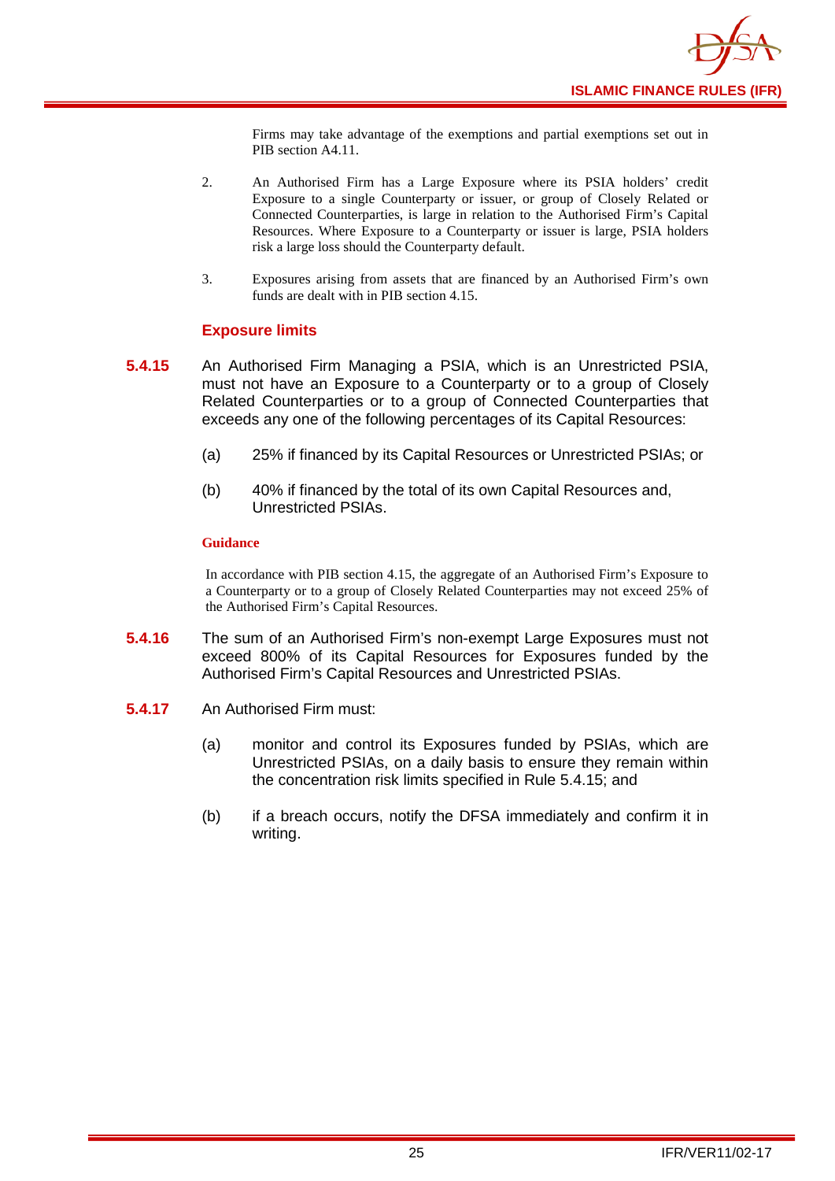Firms may take advantage of the exemptions and partial exemptions set out in PIB section A4.11.

2. An Authorised Firm has a Large Exposure where its PSIA holders' credit Exposure to a single Counterparty or issuer, or group of Closely Related or Connected Counterparties, is large in relation to the Authorised Firm's Capital Resources. Where Exposure to a Counterparty or issuer is large, PSIA holders risk a large loss should the Counterparty default.

3. Exposures arising from assets that are financed by an Authorised Firm's own funds are dealt with in PIB section 4.15.

### Exposure limits

**5.4.15** An Authorised Firm Managing a PSIA, which is an Unrestricted PSIA, must not have an Exposure to a Counterparty or to a group of Closely Related Counterparties or to a group of Connected Counterparties that exceeds any one of the following percentages of its Capital Resources:

(a) 25% if financed by its Capital Resources or Unrestricted PSIAs; or

(b) 40% if financed by the total of its own Capital Resources and, Unrestricted PSIAs.

**Guidance**

In accordance with PIB section 4.15, the aggregate of an Authorised Firm's Exposure to a Counterparty or to a group of Closely Related Counterparties may not exceed 25% of the Authorised Firm's Capital Resources.

**5.4.16** The sum of an Authorised Firm's non-exempt Large Exposures must not exceed 800% of its Capital Resources for Exposures funded by the Authorised Firm's Capital Resources and Unrestricted PSIAs.

**5.4.17** An Authorised Firm must:

(a) monitor and control its Exposures funded by PSIAs, which are Unrestricted PSIAs, on a daily basis to ensure they remain within the concentration risk limits specified in Rule 5.4.15; and

(b) if a breach occurs, notify the DFSA immediately and confirm it in writing.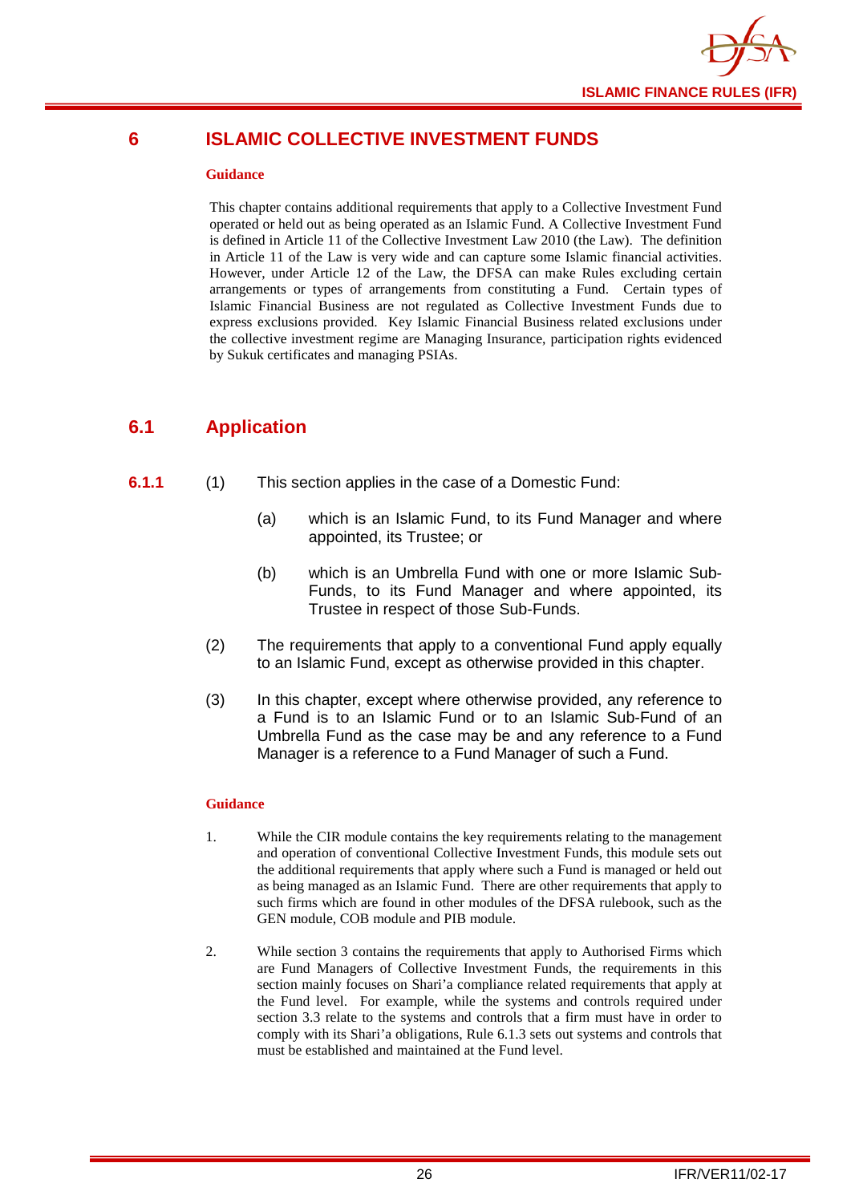# 6 ISLAMIC COLLECTIVE INVESTMENT FUNDS

**Guidance**

This chapter contains additional requirements that apply to a Collective Investment Fund operated or held out as being operated as an Islamic Fund. A Collective Investment Fund is defined in Article 11 of the Collective Investment Law 2010 (the Law). The definition in Article 11 of the Law is very wide and can capture some Islamic financial activities. However, under Article 12 of the Law, the DFSA can make Rules excluding certain arrangements or types of arrangements from constituting a Fund. Certain types of Islamic Financial Business are not regulated as Collective Investment Funds due to express exclusions provided. Key Islamic Financial Business related exclusions under the collective investment regime are Managing Insurance, participation rights evidenced by Sukuk certificates and managing PSIAs.

## 6.1 Application

**6.1.1** (1) This section applies in the case of a Domestic Fund:

(a) which is an Islamic Fund, to its Fund Manager and where appointed, its Trustee; or

(b) which is an Umbrella Fund with one or more Islamic Sub-Funds, to its Fund Manager and where appointed, its Trustee in respect of those Sub-Funds.

(2) The requirements that apply to a conventional Fund apply equally to an Islamic Fund, except as otherwise provided in this chapter.

(3) In this chapter, except where otherwise provided, any reference to a Fund is to an Islamic Fund or to an Islamic Sub-Fund of an Umbrella Fund as the case may be and any reference to a Fund Manager is a reference to a Fund Manager of such a Fund.

**Guidance**

1. While the CIR module contains the key requirements relating to the management and operation of conventional Collective Investment Funds, this module sets out the additional requirements that apply where such a Fund is managed or held out as being managed as an Islamic Fund. There are other requirements that apply to such firms which are found in other modules of the DFSA rulebook, such as the GEN module, COB module and PIB module.

2. While section 3 contains the requirements that apply to Authorised Firms which are Fund Managers of Collective Investment Funds, the requirements in this section mainly focuses on Shari'a compliance related requirements that apply at the Fund level. For example, while the systems and controls required under section 3.3 relate to the systems and controls that a firm must have in order to comply with its Shari'a obligations, Rule 6.1.3 sets out systems and controls that must be established and maintained at the Fund level.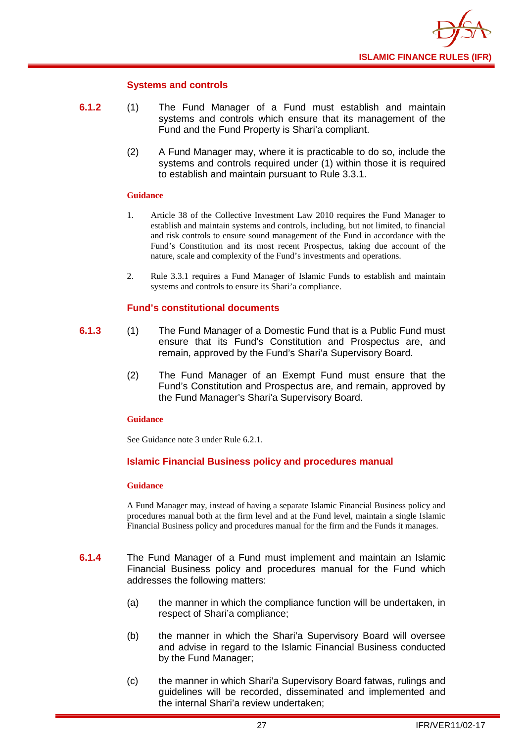### Systems and controls

**6.1.2** (1) The Fund Manager of a Fund must establish and maintain systems and controls which ensure that its management of the Fund and the Fund Property is Shari'a compliant.

(2) A Fund Manager may, where it is practicable to do so, include the systems and controls required under (1) within those it is required to establish and maintain pursuant to Rule 3.3.1.

**Guidance**

1. Article 38 of the Collective Investment Law 2010 requires the Fund Manager to establish and maintain systems and controls, including, but not limited, to financial and risk controls to ensure sound management of the Fund in accordance with the Fund's Constitution and its most recent Prospectus, taking due account of the nature, scale and complexity of the Fund's investments and operations.

2. Rule 3.3.1 requires a Fund Manager of Islamic Funds to establish and maintain systems and controls to ensure its Shari'a compliance.

### Fund's constitutional documents

**6.1.3** (1) The Fund Manager of a Domestic Fund that is a Public Fund must ensure that its Fund's Constitution and Prospectus are, and remain, approved by the Fund's Shari'a Supervisory Board.

(2) The Fund Manager of an Exempt Fund must ensure that the Fund's Constitution and Prospectus are, and remain, approved by the Fund Manager's Shari'a Supervisory Board.

**Guidance**

See Guidance note 3 under Rule 6.2.1.

### Islamic Financial Business policy and procedures manual

**Guidance**

A Fund Manager may, instead of having a separate Islamic Financial Business policy and procedures manual both at the firm level and at the Fund level, maintain a single Islamic Financial Business policy and procedures manual for the firm and the Funds it manages.

**6.1.4** The Fund Manager of a Fund must implement and maintain an Islamic Financial Business policy and procedures manual for the Fund which addresses the following matters:

(a) the manner in which the compliance function will be undertaken, in respect of Shari'a compliance;

(b) the manner in which the Shari'a Supervisory Board will oversee and advise in regard to the Islamic Financial Business conducted by the Fund Manager;

(c) the manner in which Shari'a Supervisory Board fatwas, rulings and guidelines will be recorded, disseminated and implemented and the internal Shari'a review undertaken;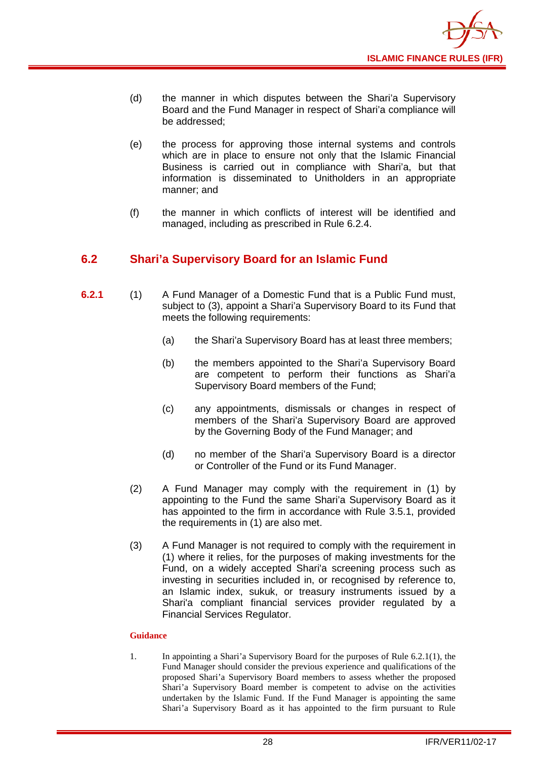(d) the manner in which disputes between the Shari'a Supervisory Board and the Fund Manager in respect of Shari'a compliance will be addressed;

(e) the process for approving those internal systems and controls which are in place to ensure not only that the Islamic Financial Business is carried out in compliance with Shari'a, but that information is disseminated to Unitholders in an appropriate manner; and

(f) the manner in which conflicts of interest will be identified and managed, including as prescribed in Rule 6.2.4.

## 6.2 Shari'a Supervisory Board for an Islamic Fund

**6.2.1** (1) A Fund Manager of a Domestic Fund that is a Public Fund must, subject to (3), appoint a Shari'a Supervisory Board to its Fund that meets the following requirements:

(a) the Shari'a Supervisory Board has at least three members;

(b) the members appointed to the Shari'a Supervisory Board are competent to perform their functions as Shari'a Supervisory Board members of the Fund;

(c) any appointments, dismissals or changes in respect of members of the Shari'a Supervisory Board are approved by the Governing Body of the Fund Manager; and

(d) no member of the Shari'a Supervisory Board is a director or Controller of the Fund or its Fund Manager.

(2) A Fund Manager may comply with the requirement in (1) by appointing to the Fund the same Shari'a Supervisory Board as it has appointed to the firm in accordance with Rule 3.5.1, provided the requirements in (1) are also met.

(3) A Fund Manager is not required to comply with the requirement in (1) where it relies, for the purposes of making investments for the Fund, on a widely accepted Shari'a screening process such as investing in securities included in, or recognised by reference to, an Islamic index, sukuk, or treasury instruments issued by a Shari'a compliant financial services provider regulated by a Financial Services Regulator.

**Guidance**

1. In appointing a Shari'a Supervisory Board for the purposes of Rule 6.2.1(1), the Fund Manager should consider the previous experience and qualifications of the proposed Shari'a Supervisory Board members to assess whether the proposed Shari'a Supervisory Board member is competent to advise on the activities undertaken by the Islamic Fund. If the Fund Manager is appointing the same Shari'a Supervisory Board as it has appointed to the firm pursuant to Rule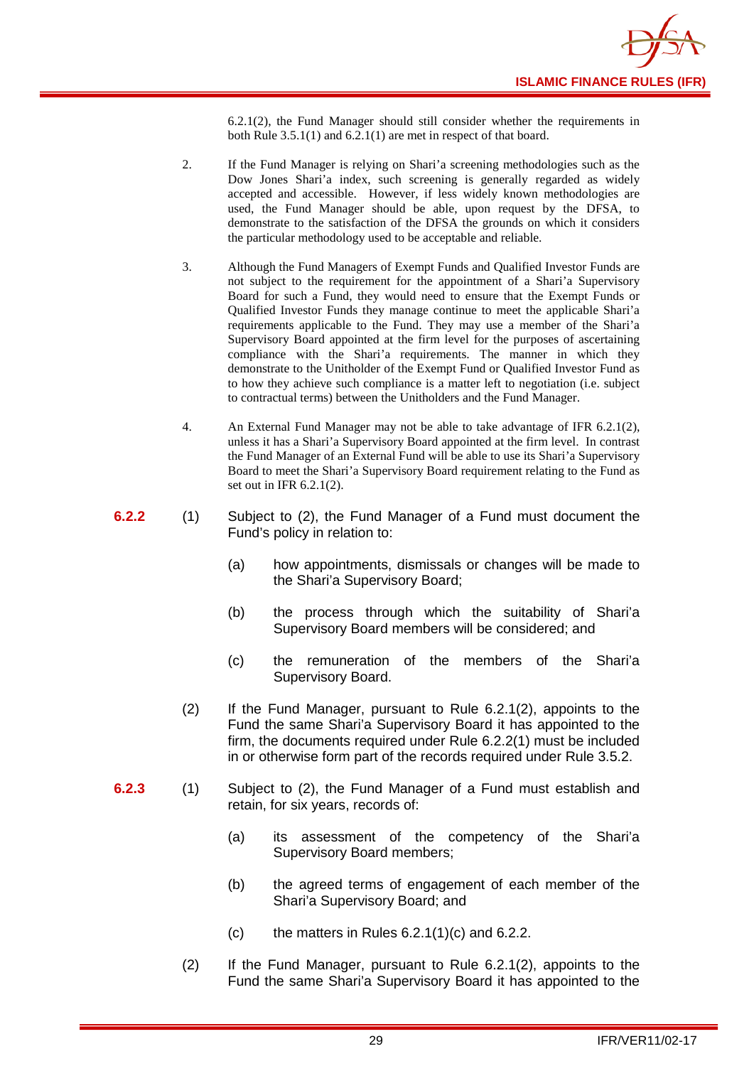6.2.1(2), the Fund Manager should still consider whether the requirements in both Rule 3.5.1(1) and 6.2.1(1) are met in respect of that board.

2. If the Fund Manager is relying on Shari'a screening methodologies such as the Dow Jones Shari'a index, such screening is generally regarded as widely accepted and accessible. However, if less widely known methodologies are used, the Fund Manager should be able, upon request by the DFSA, to demonstrate to the satisfaction of the DFSA the grounds on which it considers the particular methodology used to be acceptable and reliable.

3. Although the Fund Managers of Exempt Funds and Qualified Investor Funds are not subject to the requirement for the appointment of a Shari'a Supervisory Board for such a Fund, they would need to ensure that the Exempt Funds or Qualified Investor Funds they manage continue to meet the applicable Shari'a requirements applicable to the Fund. They may use a member of the Shari'a Supervisory Board appointed at the firm level for the purposes of ascertaining compliance with the Shari'a requirements. The manner in which they demonstrate to the Unitholder of the Exempt Fund or Qualified Investor Fund as to how they achieve such compliance is a matter left to negotiation (i.e. subject to contractual terms) between the Unitholders and the Fund Manager.

4. An External Fund Manager may not be able to take advantage of IFR 6.2.1(2), unless it has a Shari'a Supervisory Board appointed at the firm level. In contrast the Fund Manager of an External Fund will be able to use its Shari'a Supervisory Board to meet the Shari'a Supervisory Board requirement relating to the Fund as set out in IFR 6.2.1(2).

**6.2.2** (1) Subject to (2), the Fund Manager of a Fund must document the Fund's policy in relation to:

(a) how appointments, dismissals or changes will be made to the Shari'a Supervisory Board;

(b) the process through which the suitability of Shari'a Supervisory Board members will be considered; and

(c) the remuneration of the members of the Shari'a Supervisory Board.

(2) If the Fund Manager, pursuant to Rule 6.2.1(2), appoints to the Fund the same Shari'a Supervisory Board it has appointed to the firm, the documents required under Rule 6.2.2(1) must be included in or otherwise form part of the records required under Rule 3.5.2.

**6.2.3** (1) Subject to (2), the Fund Manager of a Fund must establish and retain, for six years, records of:

(a) its assessment of the competency of the Shari'a Supervisory Board members;

(b) the agreed terms of engagement of each member of the Shari'a Supervisory Board; and

(c) the matters in Rules 6.2.1(1)(c) and 6.2.2.

(2) If the Fund Manager, pursuant to Rule 6.2.1(2), appoints to the Fund the same Shari'a Supervisory Board it has appointed to the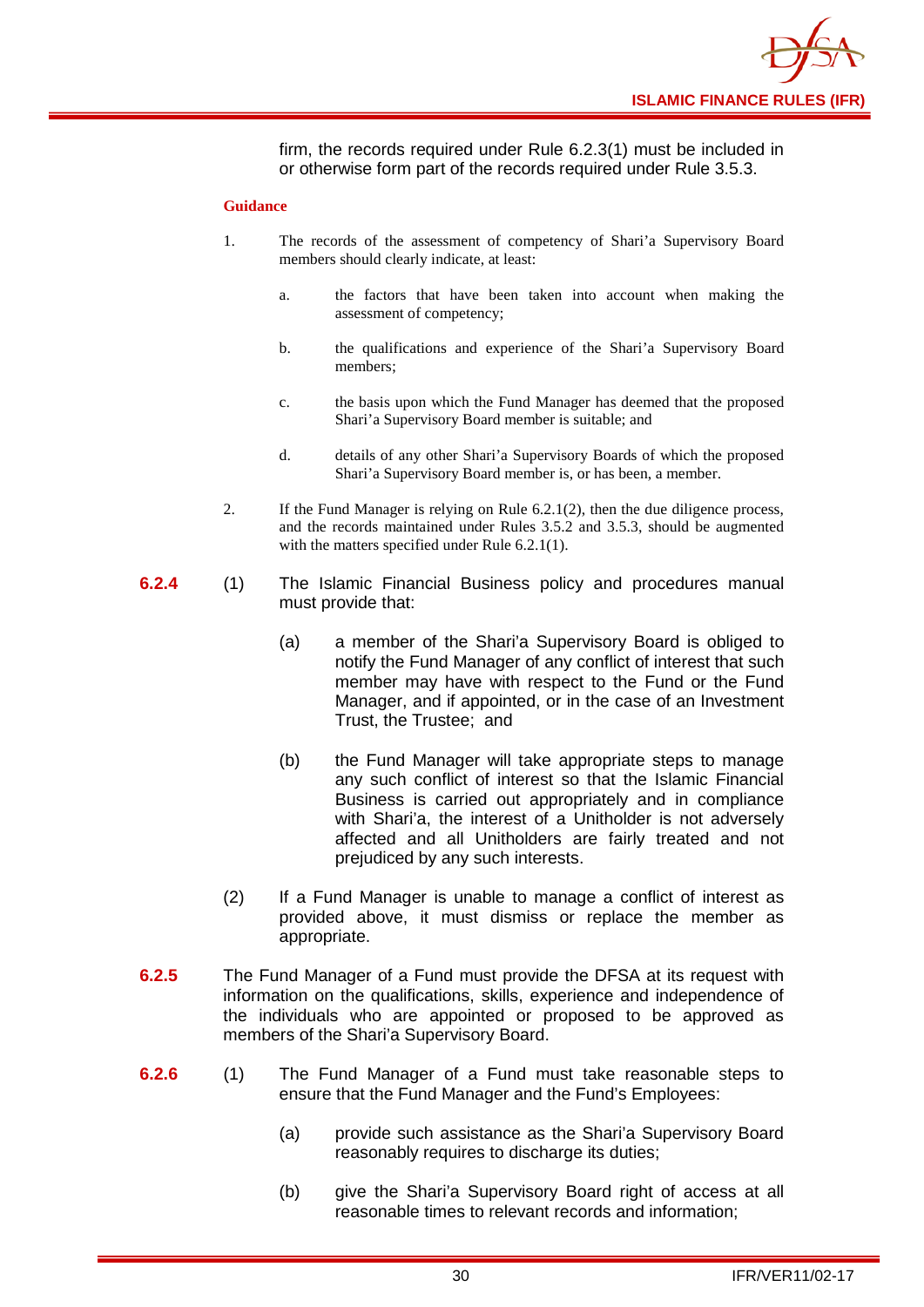firm, the records required under Rule 6.2.3(1) must be included in or otherwise form part of the records required under Rule 3.5.3.

**Guidance**

1. The records of the assessment of competency of Shari'a Supervisory Board members should clearly indicate, at least:

   a. the factors that have been taken into account when making the assessment of competency;

   b. the qualifications and experience of the Shari'a Supervisory Board members;

   c. the basis upon which the Fund Manager has deemed that the proposed Shari'a Supervisory Board member is suitable; and

   d. details of any other Shari'a Supervisory Boards of which the proposed Shari'a Supervisory Board member is, or has been, a member.

2. If the Fund Manager is relying on Rule 6.2.1(2), then the due diligence process, and the records maintained under Rules 3.5.2 and 3.5.3, should be augmented with the matters specified under Rule 6.2.1(1).

**6.2.4** (1) The Islamic Financial Business policy and procedures manual must provide that:

(a) a member of the Shari'a Supervisory Board is obliged to notify the Fund Manager of any conflict of interest that such member may have with respect to the Fund or the Fund Manager, and if appointed, or in the case of an Investment Trust, the Trustee; and

(b) the Fund Manager will take appropriate steps to manage any such conflict of interest so that the Islamic Financial Business is carried out appropriately and in compliance with Shari'a, the interest of a Unitholder is not adversely affected and all Unitholders are fairly treated and not prejudiced by any such interests.

(2) If a Fund Manager is unable to manage a conflict of interest as provided above, it must dismiss or replace the member as appropriate.

**6.2.5** The Fund Manager of a Fund must provide the DFSA at its request with information on the qualifications, skills, experience and independence of the individuals who are appointed or proposed to be approved as members of the Shari'a Supervisory Board.

**6.2.6** (1) The Fund Manager of a Fund must take reasonable steps to ensure that the Fund Manager and the Fund's Employees:

(a) provide such assistance as the Shari'a Supervisory Board reasonably requires to discharge its duties;

(b) give the Shari'a Supervisory Board right of access at all reasonable times to relevant records and information;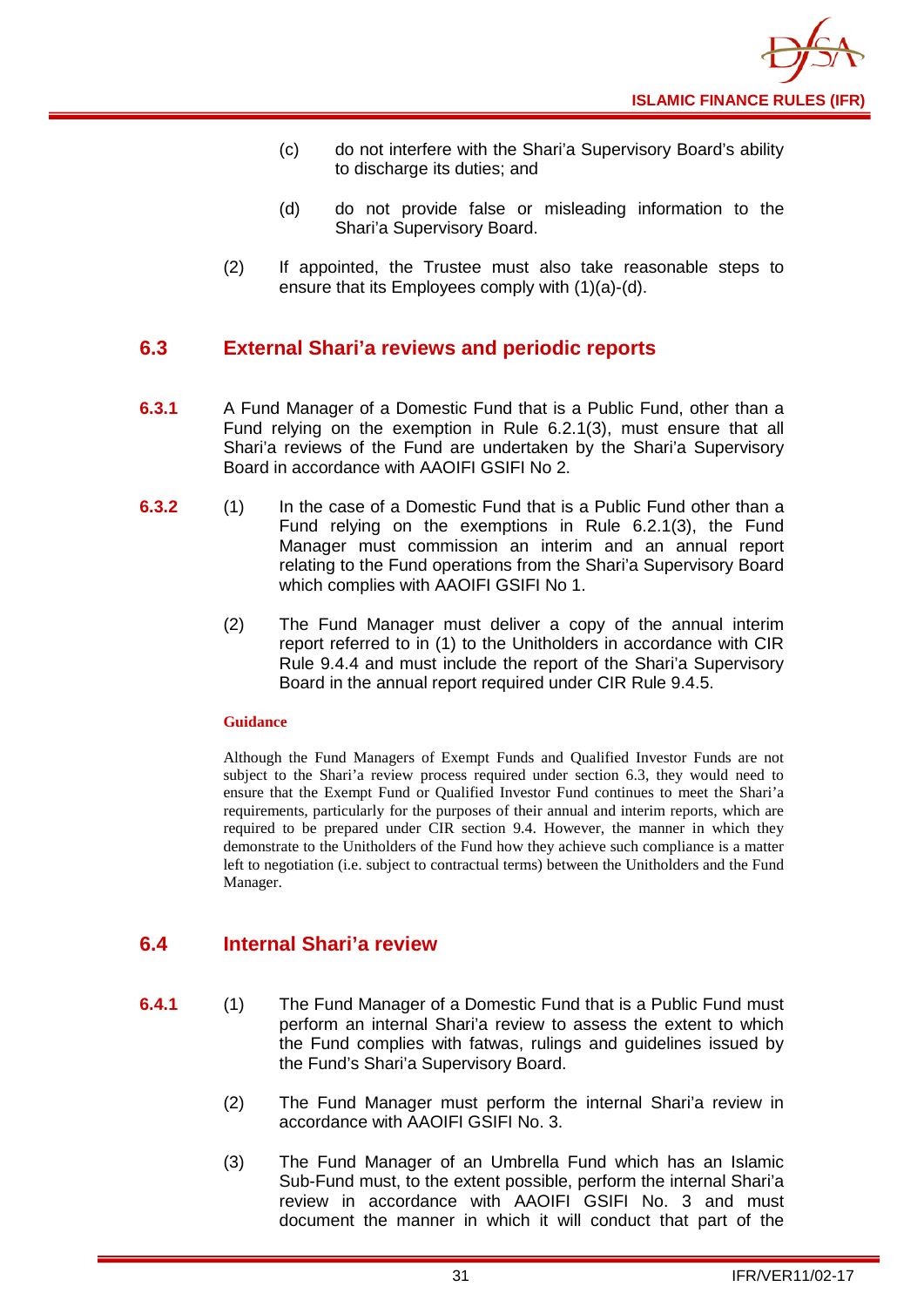(c) do not interfere with the Shari'a Supervisory Board's ability to discharge its duties; and

(d) do not provide false or misleading information to the Shari'a Supervisory Board.

(2) If appointed, the Trustee must also take reasonable steps to ensure that its Employees comply with (1)(a)-(d).

## 6.3 External Shari'a reviews and periodic reports

**6.3.1** A Fund Manager of a Domestic Fund that is a Public Fund, other than a Fund relying on the exemption in Rule 6.2.1(3), must ensure that all Shari'a reviews of the Fund are undertaken by the Shari'a Supervisory Board in accordance with AAOIFI GSIFI No 2.

**6.3.2** (1) In the case of a Domestic Fund that is a Public Fund other than a Fund relying on the exemptions in Rule 6.2.1(3), the Fund Manager must commission an interim and an annual report relating to the Fund operations from the Shari'a Supervisory Board which complies with AAOIFI GSIFI No 1.

(2) The Fund Manager must deliver a copy of the annual interim report referred to in (1) to the Unitholders in accordance with CIR Rule 9.4.4 and must include the report of the Shari'a Supervisory Board in the annual report required under CIR Rule 9.4.5.

**Guidance**

Although the Fund Managers of Exempt Funds and Qualified Investor Funds are not subject to the Shari'a review process required under section 6.3, they would need to ensure that the Exempt Fund or Qualified Investor Fund continues to meet the Shari'a requirements, particularly for the purposes of their annual and interim reports, which are required to be prepared under CIR section 9.4. However, the manner in which they demonstrate to the Unitholders of the Fund how they achieve such compliance is a matter left to negotiation (i.e. subject to contractual terms) between the Unitholders and the Fund Manager.

## 6.4 Internal Shari'a review

**6.4.1** (1) The Fund Manager of a Domestic Fund that is a Public Fund must perform an internal Shari'a review to assess the extent to which the Fund complies with fatwas, rulings and guidelines issued by the Fund's Shari'a Supervisory Board.

(2) The Fund Manager must perform the internal Shari'a review in accordance with AAOIFI GSIFI No. 3.

(3) The Fund Manager of an Umbrella Fund which has an Islamic Sub-Fund must, to the extent possible, perform the internal Shari'a review in accordance with AAOIFI GSIFI No. 3 and must document the manner in which it will conduct that part of the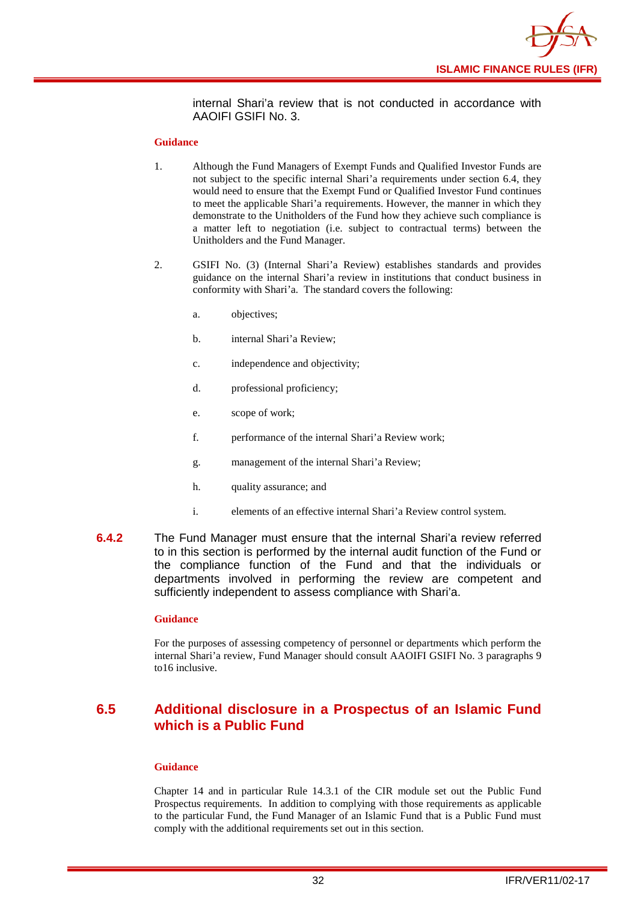internal Shari'a review that is not conducted in accordance with AAOIFI GSIFI No. 3.

**Guidance**

1. Although the Fund Managers of Exempt Funds and Qualified Investor Funds are not subject to the specific internal Shari'a requirements under section 6.4, they would need to ensure that the Exempt Fund or Qualified Investor Fund continues to meet the applicable Shari'a requirements. However, the manner in which they demonstrate to the Unitholders of the Fund how they achieve such compliance is a matter left to negotiation (i.e. subject to contractual terms) between the Unitholders and the Fund Manager.

2. GSIFI No. (3) (Internal Shari'a Review) establishes standards and provides guidance on the internal Shari'a review in institutions that conduct business in conformity with Shari'a. The standard covers the following:

   a. objectives;

   b. internal Shari'a Review;

   c. independence and objectivity;

   d. professional proficiency;

   e. scope of work;

   f. performance of the internal Shari'a Review work;

   g. management of the internal Shari'a Review;

   h. quality assurance; and

   i. elements of an effective internal Shari'a Review control system.

**6.4.2** The Fund Manager must ensure that the internal Shari'a review referred to in this section is performed by the internal audit function of the Fund or the compliance function of the Fund and that the individuals or departments involved in performing the review are competent and sufficiently independent to assess compliance with Shari'a.

**Guidance**

For the purposes of assessing competency of personnel or departments which perform the internal Shari'a review, Fund Manager should consult AAOIFI GSIFI No. 3 paragraphs 9 to16 inclusive.

## 6.5 Additional disclosure in a Prospectus of an Islamic Fund which is a Public Fund

**Guidance**

Chapter 14 and in particular Rule 14.3.1 of the CIR module set out the Public Fund Prospectus requirements. In addition to complying with those requirements as applicable to the particular Fund, the Fund Manager of an Islamic Fund that is a Public Fund must comply with the additional requirements set out in this section.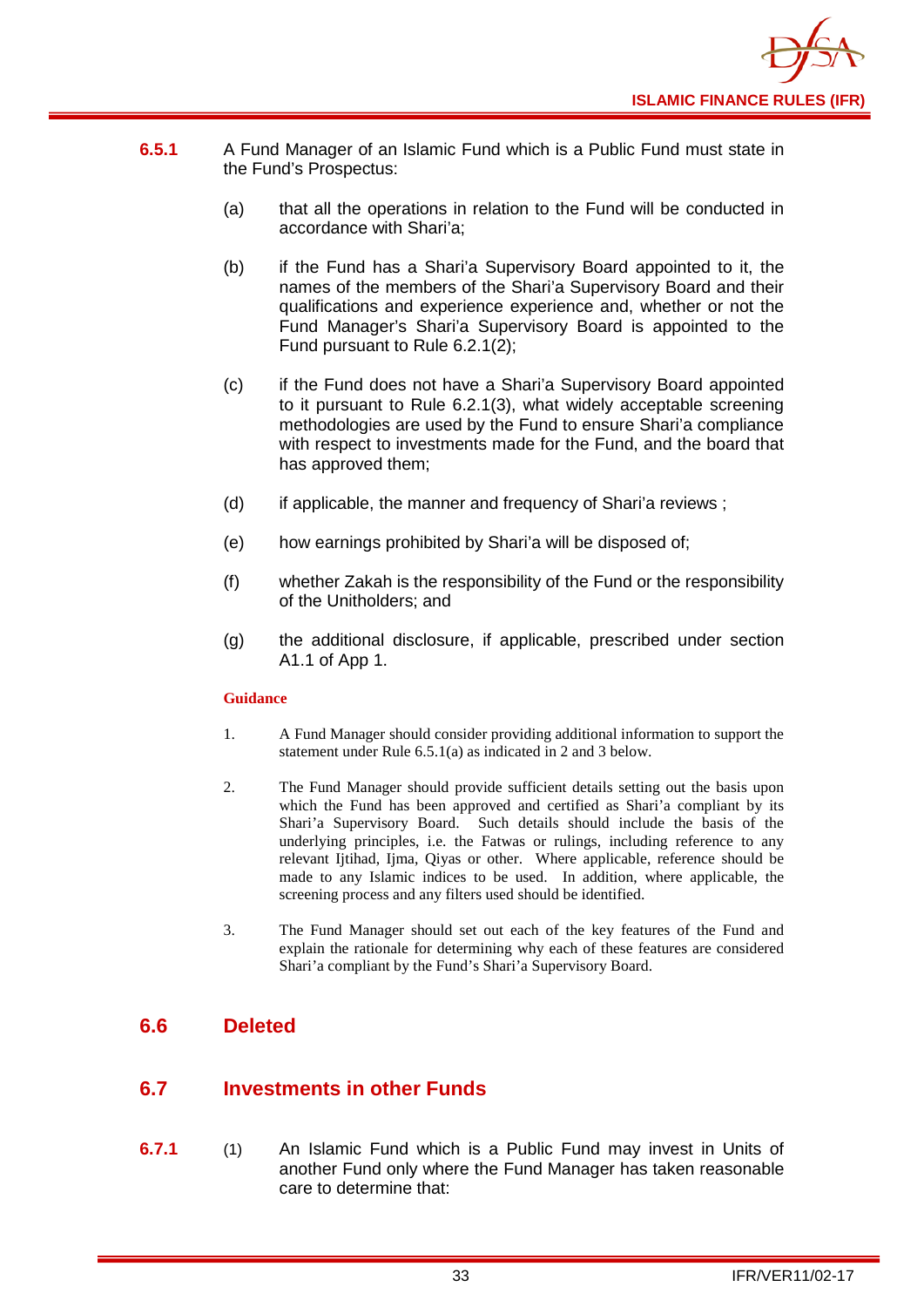**6.5.1** A Fund Manager of an Islamic Fund which is a Public Fund must state in the Fund's Prospectus:

(a) that all the operations in relation to the Fund will be conducted in accordance with Shari'a;

(b) if the Fund has a Shari'a Supervisory Board appointed to it, the names of the members of the Shari'a Supervisory Board and their qualifications and experience experience and, whether or not the Fund Manager's Shari'a Supervisory Board is appointed to the Fund pursuant to Rule 6.2.1(2);

(c) if the Fund does not have a Shari'a Supervisory Board appointed to it pursuant to Rule 6.2.1(3), what widely acceptable screening methodologies are used by the Fund to ensure Shari'a compliance with respect to investments made for the Fund, and the board that has approved them;

(d) if applicable, the manner and frequency of Shari'a reviews ;

(e) how earnings prohibited by Shari'a will be disposed of;

(f) whether Zakah is the responsibility of the Fund or the responsibility of the Unitholders; and

(g) the additional disclosure, if applicable, prescribed under section A1.1 of App 1.

**Guidance**

1. A Fund Manager should consider providing additional information to support the statement under Rule 6.5.1(a) as indicated in 2 and 3 below.

2. The Fund Manager should provide sufficient details setting out the basis upon which the Fund has been approved and certified as Shari'a compliant by its Shari'a Supervisory Board. Such details should include the basis of the underlying principles, i.e. the Fatwas or rulings, including reference to any relevant Ijtihad, Ijma, Qiyas or other. Where applicable, reference should be made to any Islamic indices to be used. In addition, where applicable, the screening process and any filters used should be identified.

3. The Fund Manager should set out each of the key features of the Fund and explain the rationale for determining why each of these features are considered Shari'a compliant by the Fund's Shari'a Supervisory Board.

## 6.6 Deleted

## 6.7 Investments in other Funds

**6.7.1** (1) An Islamic Fund which is a Public Fund may invest in Units of another Fund only where the Fund Manager has taken reasonable care to determine that: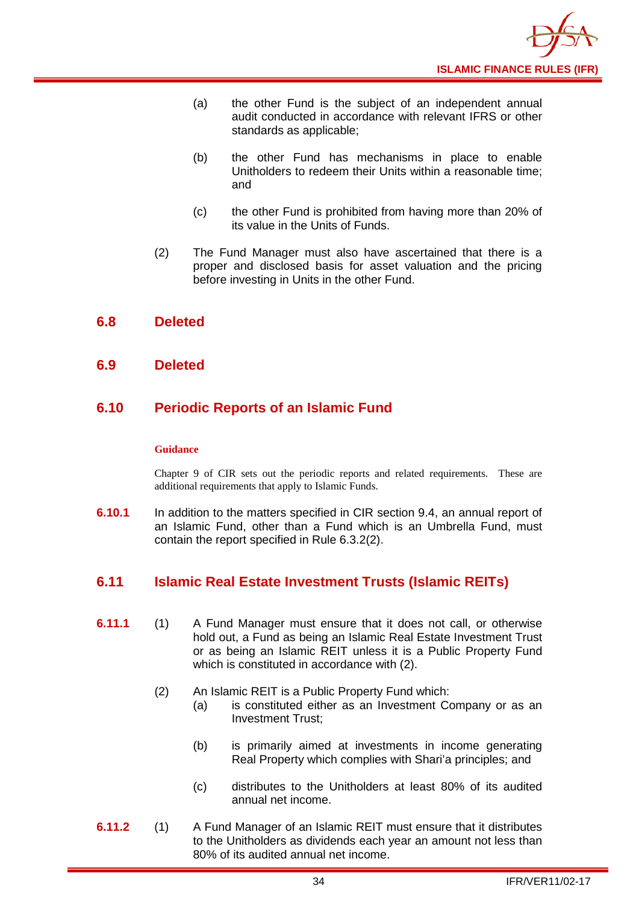(a) the other Fund is the subject of an independent annual audit conducted in accordance with relevant IFRS or other standards as applicable;

(b) the other Fund has mechanisms in place to enable Unitholders to redeem their Units within a reasonable time; and

(c) the other Fund is prohibited from having more than 20% of its value in the Units of Funds.

(2) The Fund Manager must also have ascertained that there is a proper and disclosed basis for asset valuation and the pricing before investing in Units in the other Fund.

## 6.8 Deleted

## 6.9 Deleted

## 6.10 Periodic Reports of an Islamic Fund

**Guidance**

Chapter 9 of CIR sets out the periodic reports and related requirements. These are additional requirements that apply to Islamic Funds.

**6.10.1** In addition to the matters specified in CIR section 9.4, an annual report of an Islamic Fund, other than a Fund which is an Umbrella Fund, must contain the report specified in Rule 6.3.2(2).

## 6.11 Islamic Real Estate Investment Trusts (Islamic REITs)

**6.11.1** (1) A Fund Manager must ensure that it does not call, or otherwise hold out, a Fund as being an Islamic Real Estate Investment Trust or as being an Islamic REIT unless it is a Public Property Fund which is constituted in accordance with (2).

(2) An Islamic REIT is a Public Property Fund which:

(a) is constituted either as an Investment Company or as an Investment Trust;

(b) is primarily aimed at investments in income generating Real Property which complies with Shari'a principles; and

(c) distributes to the Unitholders at least 80% of its audited annual net income.

**6.11.2** (1) A Fund Manager of an Islamic REIT must ensure that it distributes to the Unitholders as dividends each year an amount not less than 80% of its audited annual net income.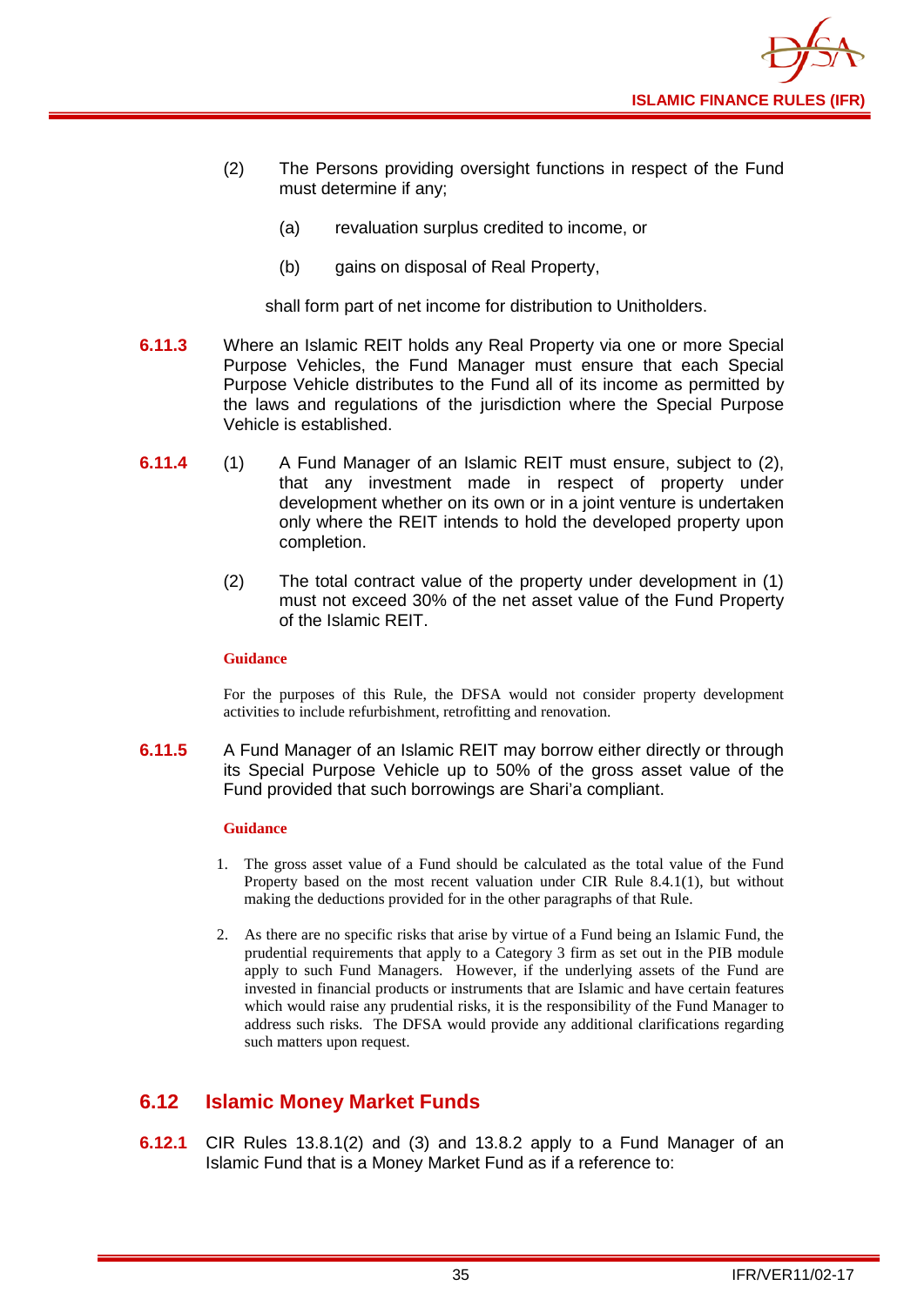(2) The Persons providing oversight functions in respect of the Fund must determine if any;

(a) revaluation surplus credited to income, or

(b) gains on disposal of Real Property,

shall form part of net income for distribution to Unitholders.

**6.11.3** Where an Islamic REIT holds any Real Property via one or more Special Purpose Vehicles, the Fund Manager must ensure that each Special Purpose Vehicle distributes to the Fund all of its income as permitted by the laws and regulations of the jurisdiction where the Special Purpose Vehicle is established.

**6.11.4** (1) A Fund Manager of an Islamic REIT must ensure, subject to (2), that any investment made in respect of property under development whether on its own or in a joint venture is undertaken only where the REIT intends to hold the developed property upon completion.

(2) The total contract value of the property under development in (1) must not exceed 30% of the net asset value of the Fund Property of the Islamic REIT.

**Guidance**

For the purposes of this Rule, the DFSA would not consider property development activities to include refurbishment, retrofitting and renovation.

**6.11.5** A Fund Manager of an Islamic REIT may borrow either directly or through its Special Purpose Vehicle up to 50% of the gross asset value of the Fund provided that such borrowings are Shari'a compliant.

**Guidance**

1. The gross asset value of a Fund should be calculated as the total value of the Fund Property based on the most recent valuation under CIR Rule 8.4.1(1), but without making the deductions provided for in the other paragraphs of that Rule.

2. As there are no specific risks that arise by virtue of a Fund being an Islamic Fund, the prudential requirements that apply to a Category 3 firm as set out in the PIB module apply to such Fund Managers. However, if the underlying assets of the Fund are invested in financial products or instruments that are Islamic and have certain features which would raise any prudential risks, it is the responsibility of the Fund Manager to address such risks. The DFSA would provide any additional clarifications regarding such matters upon request.

## 6.12 Islamic Money Market Funds

**6.12.1** CIR Rules 13.8.1(2) and (3) and 13.8.2 apply to a Fund Manager of an Islamic Fund that is a Money Market Fund as if a reference to: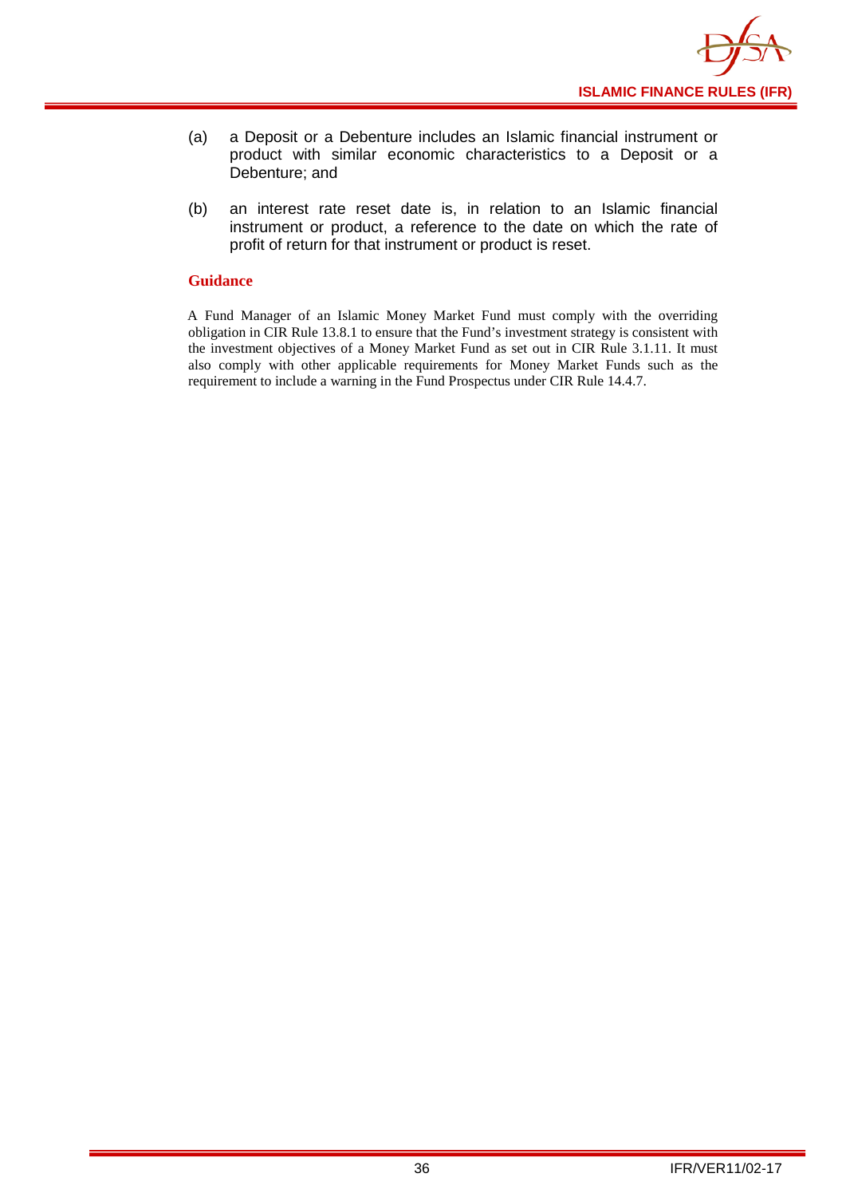(a) a Deposit or a Debenture includes an Islamic financial instrument or product with similar economic characteristics to a Deposit or a Debenture; and

(b) an interest rate reset date is, in relation to an Islamic financial instrument or product, a reference to the date on which the rate of profit of return for that instrument or product is reset.

**Guidance**

A Fund Manager of an Islamic Money Market Fund must comply with the overriding obligation in CIR Rule 13.8.1 to ensure that the Fund's investment strategy is consistent with the investment objectives of a Money Market Fund as set out in CIR Rule 3.1.11. It must also comply with other applicable requirements for Money Market Funds such as the requirement to include a warning in the Fund Prospectus under CIR Rule 14.4.7.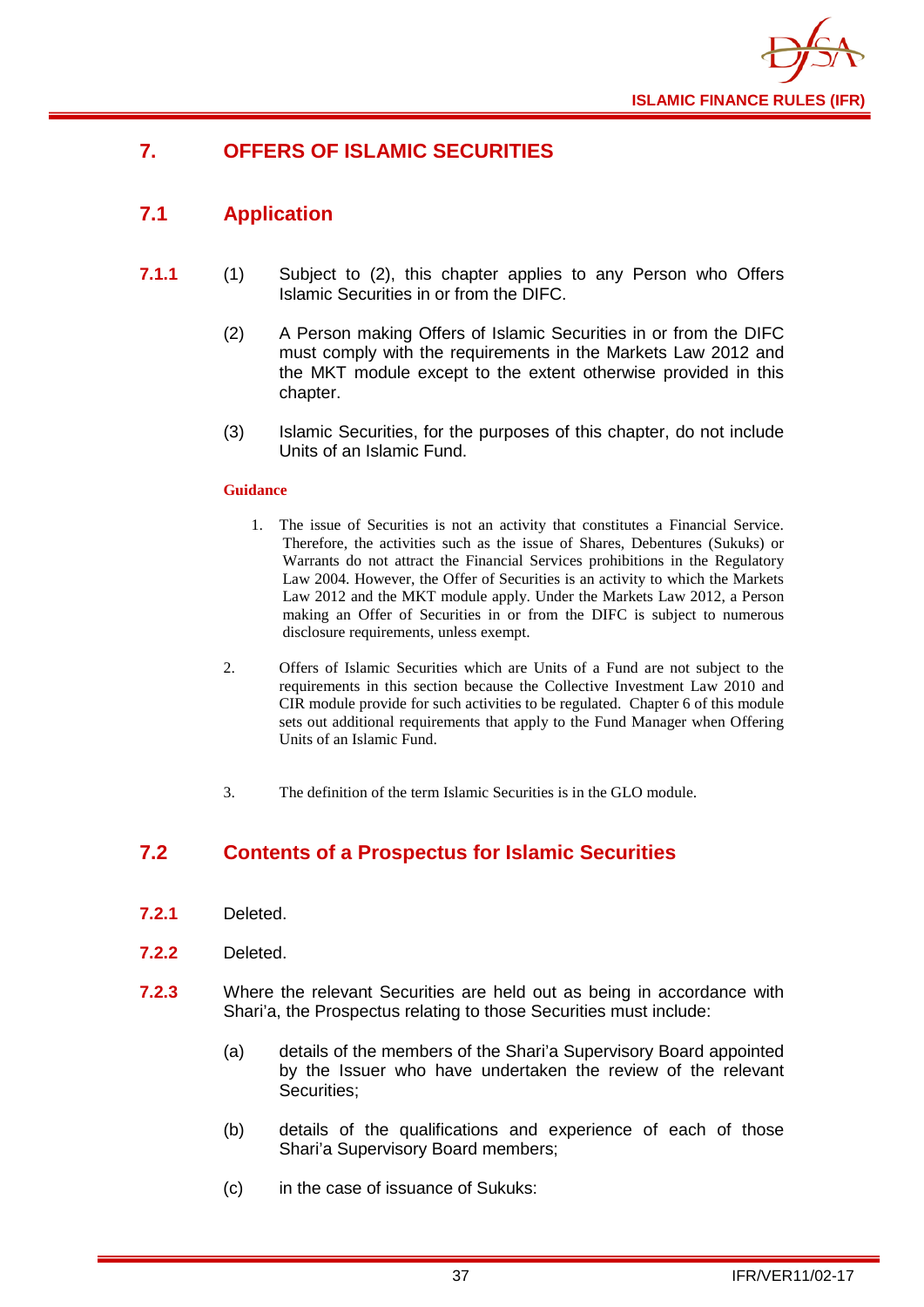## 7. OFFERS OF ISLAMIC SECURITIES

### 7.1 Application

**7.1.1** (1) Subject to (2), this chapter applies to any Person who Offers Islamic Securities in or from the DIFC.

(2) A Person making Offers of Islamic Securities in or from the DIFC must comply with the requirements in the Markets Law 2012 and the MKT module except to the extent otherwise provided in this chapter.

(3) Islamic Securities, for the purposes of this chapter, do not include Units of an Islamic Fund.

**Guidance**

1. The issue of Securities is not an activity that constitutes a Financial Service. Therefore, the activities such as the issue of Shares, Debentures (Sukuks) or Warrants do not attract the Financial Services prohibitions in the Regulatory Law 2004. However, the Offer of Securities is an activity to which the Markets Law 2012 and the MKT module apply. Under the Markets Law 2012, a Person making an Offer of Securities in or from the DIFC is subject to numerous disclosure requirements, unless exempt.

2. Offers of Islamic Securities which are Units of a Fund are not subject to the requirements in this section because the Collective Investment Law 2010 and CIR module provide for such activities to be regulated. Chapter 6 of this module sets out additional requirements that apply to the Fund Manager when Offering Units of an Islamic Fund.

3. The definition of the term Islamic Securities is in the GLO module.

### 7.2 Contents of a Prospectus for Islamic Securities

**7.2.1** Deleted.

**7.2.2** Deleted.

**7.2.3** Where the relevant Securities are held out as being in accordance with Shari'a, the Prospectus relating to those Securities must include:

(a) details of the members of the Shari'a Supervisory Board appointed by the Issuer who have undertaken the review of the relevant Securities;

(b) details of the qualifications and experience of each of those Shari'a Supervisory Board members;

(c) in the case of issuance of Sukuks: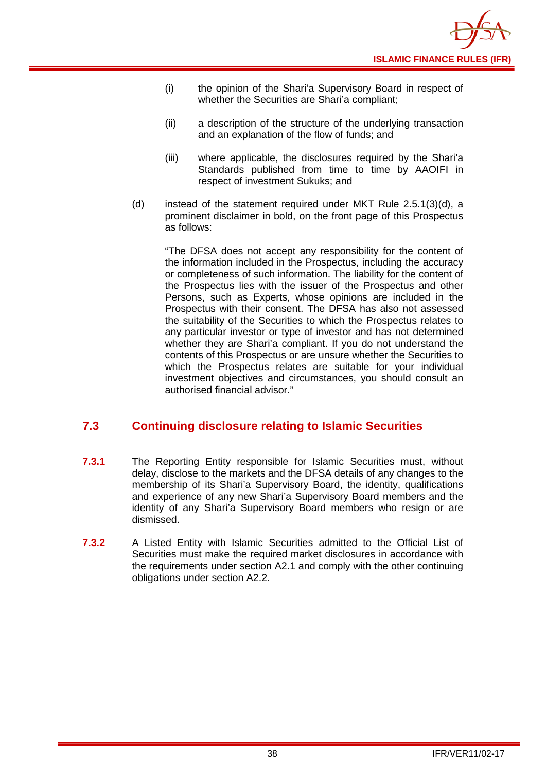(i) the opinion of the Shari'a Supervisory Board in respect of whether the Securities are Shari'a compliant;

(ii) a description of the structure of the underlying transaction and an explanation of the flow of funds; and

(iii) where applicable, the disclosures required by the Shari'a Standards published from time to time by AAOIFI in respect of investment Sukuks; and

(d) instead of the statement required under MKT Rule 2.5.1(3)(d), a prominent disclaimer in bold, on the front page of this Prospectus as follows:

"The DFSA does not accept any responsibility for the content of the information included in the Prospectus, including the accuracy or completeness of such information. The liability for the content of the Prospectus lies with the issuer of the Prospectus and other Persons, such as Experts, whose opinions are included in the Prospectus with their consent. The DFSA has also not assessed the suitability of the Securities to which the Prospectus relates to any particular investor or type of investor and has not determined whether they are Shari'a compliant. If you do not understand the contents of this Prospectus or are unsure whether the Securities to which the Prospectus relates are suitable for your individual investment objectives and circumstances, you should consult an authorised financial advisor."

## 7.3 Continuing disclosure relating to Islamic Securities

**7.3.1** The Reporting Entity responsible for Islamic Securities must, without delay, disclose to the markets and the DFSA details of any changes to the membership of its Shari'a Supervisory Board, the identity, qualifications and experience of any new Shari'a Supervisory Board members and the identity of any Shari'a Supervisory Board members who resign or are dismissed.

**7.3.2** A Listed Entity with Islamic Securities admitted to the Official List of Securities must make the required market disclosures in accordance with the requirements under section A2.1 and comply with the other continuing obligations under section A2.2.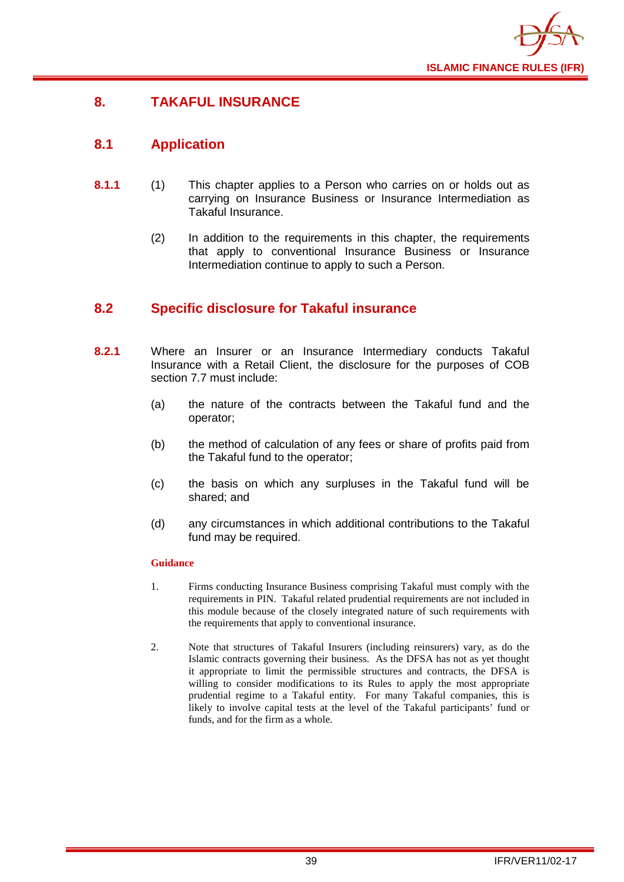## 8. TAKAFUL INSURANCE

### 8.1 Application

**8.1.1** (1) This chapter applies to a Person who carries on or holds out as carrying on Insurance Business or Insurance Intermediation as Takaful Insurance.

(2) In addition to the requirements in this chapter, the requirements that apply to conventional Insurance Business or Insurance Intermediation continue to apply to such a Person.

### 8.2 Specific disclosure for Takaful insurance

**8.2.1** Where an Insurer or an Insurance Intermediary conducts Takaful Insurance with a Retail Client, the disclosure for the purposes of COB section 7.7 must include:

(a) the nature of the contracts between the Takaful fund and the operator;

(b) the method of calculation of any fees or share of profits paid from the Takaful fund to the operator;

(c) the basis on which any surpluses in the Takaful fund will be shared; and

(d) any circumstances in which additional contributions to the Takaful fund may be required.

**Guidance**

1. Firms conducting Insurance Business comprising Takaful must comply with the requirements in PIN. Takaful related prudential requirements are not included in this module because of the closely integrated nature of such requirements with the requirements that apply to conventional insurance.

2. Note that structures of Takaful Insurers (including reinsurers) vary, as do the Islamic contracts governing their business. As the DFSA has not as yet thought it appropriate to limit the permissible structures and contracts, the DFSA is willing to consider modifications to its Rules to apply the most appropriate prudential regime to a Takaful entity. For many Takaful companies, this is likely to involve capital tests at the level of the Takaful participants' fund or funds, and for the firm as a whole.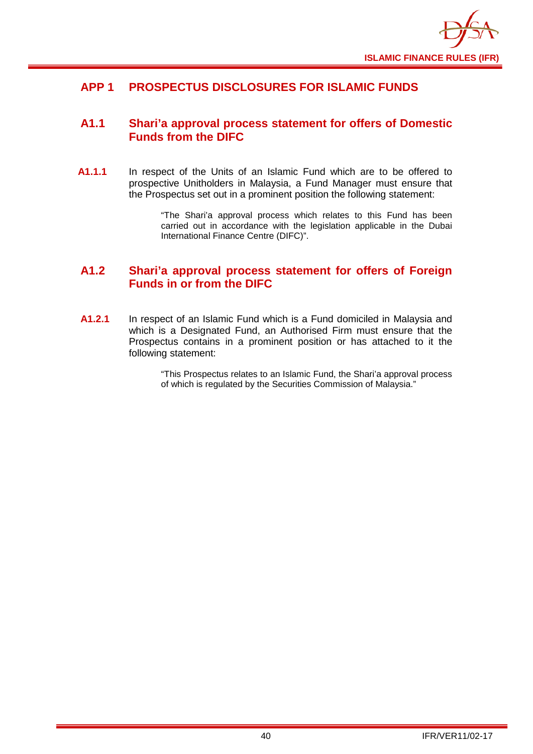# APP 1 PROSPECTUS DISCLOSURES FOR ISLAMIC FUNDS

## A1.1 Shari'a approval process statement for offers of Domestic Funds from the DIFC

**A1.1.1** In respect of the Units of an Islamic Fund which are to be offered to prospective Unitholders in Malaysia, a Fund Manager must ensure that the Prospectus set out in a prominent position the following statement:

> "The Shari'a approval process which relates to this Fund has been carried out in accordance with the legislation applicable in the Dubai International Finance Centre (DIFC)".

## A1.2 Shari'a approval process statement for offers of Foreign Funds in or from the DIFC

**A1.2.1** In respect of an Islamic Fund which is a Fund domiciled in Malaysia and which is a Designated Fund, an Authorised Firm must ensure that the Prospectus contains in a prominent position or has attached to it the following statement:

> "This Prospectus relates to an Islamic Fund, the Shari'a approval process of which is regulated by the Securities Commission of Malaysia."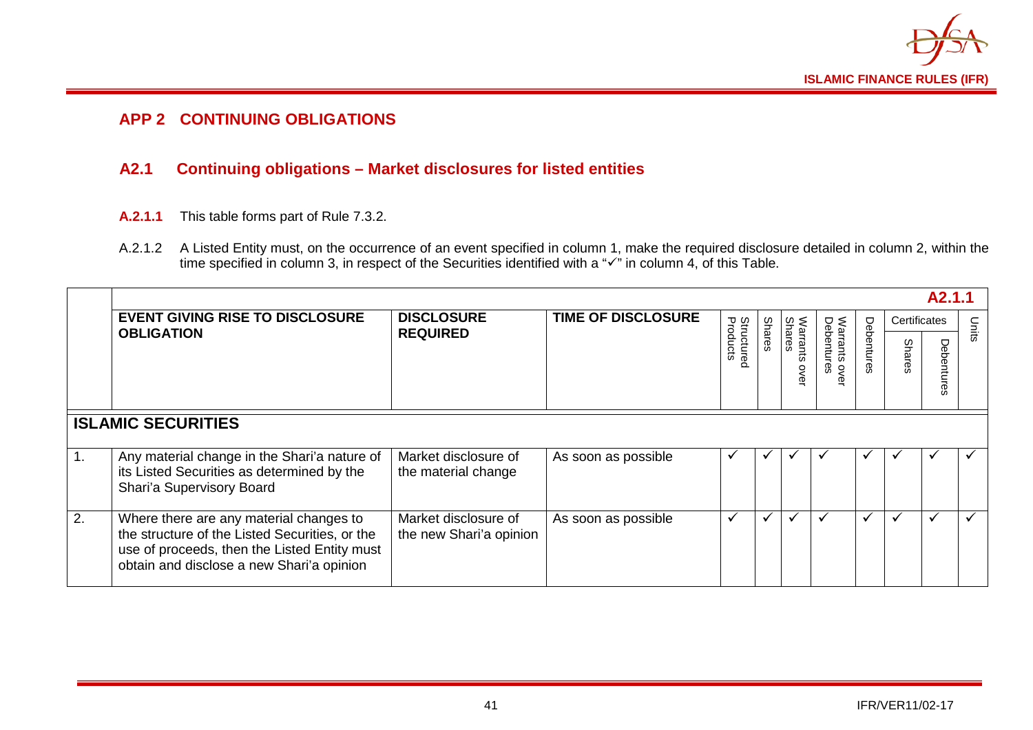## APP 2 CONTINUING OBLIGATIONS

### A2.1 Continuing obligations – Market disclosures for listed entities

**A.2.1.1** This table forms part of Rule 7.3.2.

A.2.1.2 A Listed Entity must, on the occurrence of an event specified in column 1, make the required disclosure detailed in column 2, within the time specified in column 3, in respect of the Securities identified with a "✓" in column 4, of this Table.

| | | | | | | | | | | | **A2.1.1** |
|---|---|---|---|---|---|---|---|---|---|---|---|
| | **EVENT GIVING RISE TO DISCLOSURE OBLIGATION** | **DISCLOSURE REQUIRED** | **TIME OF DISCLOSURE** | Structured Products | Shares | Warrants over Shares | Warrants over Debentures | Debentures | Certificates | | Units |
| | | | | | | | | | Shares | Debentures | |
| **ISLAMIC SECURITIES** | | | | | | | | | | | |
| 1. | Any material change in the Shari'a nature of its Listed Securities as determined by the Shari'a Supervisory Board | Market disclosure of the material change | As soon as possible | ✓ | ✓ | ✓ | ✓ | ✓ | ✓ | ✓ | ✓ |
| 2. | Where there are any material changes to the structure of the Listed Securities, or the use of proceeds, then the Listed Entity must obtain and disclose a new Shari'a opinion | Market disclosure of the new Shari'a opinion | As soon as possible | ✓ | ✓ | ✓ | ✓ | ✓ | ✓ | ✓ | ✓ |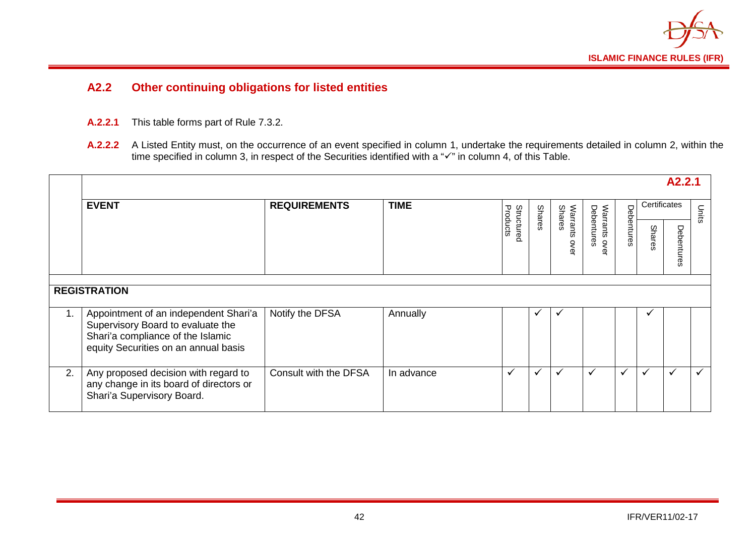## A2.2 Other continuing obligations for listed entities

**A.2.2.1** This table forms part of Rule 7.3.2.

**A.2.2.2** A Listed Entity must, on the occurrence of an event specified in column 1, undertake the requirements detailed in column 2, within the time specified in column 3, in respect of the Securities identified with a "✓" in column 4, of this Table.

| | | | | | | | | | Certificates | | |
|---|---|---|---|---|---|---|---|---|---|---|---|
| | **EVENT** | **REQUIREMENTS** | **TIME** | Structured Products | Shares | Warrants over Shares | Warrants over Debentures | Debentures | Shares | Debentures | Units |
| **REGISTRATION** | | | | | | | | | | | |
| 1. | Appointment of an independent Shari'a Supervisory Board to evaluate the Shari'a compliance of the Islamic equity Securities on an annual basis | Notify the DFSA | Annually | | ✓ | ✓ | | | ✓ | | |
| 2. | Any proposed decision with regard to any change in its board of directors or Shari'a Supervisory Board. | Consult with the DFSA | In advance | ✓ | ✓ | ✓ | ✓ | ✓ | ✓ | ✓ | ✓ |